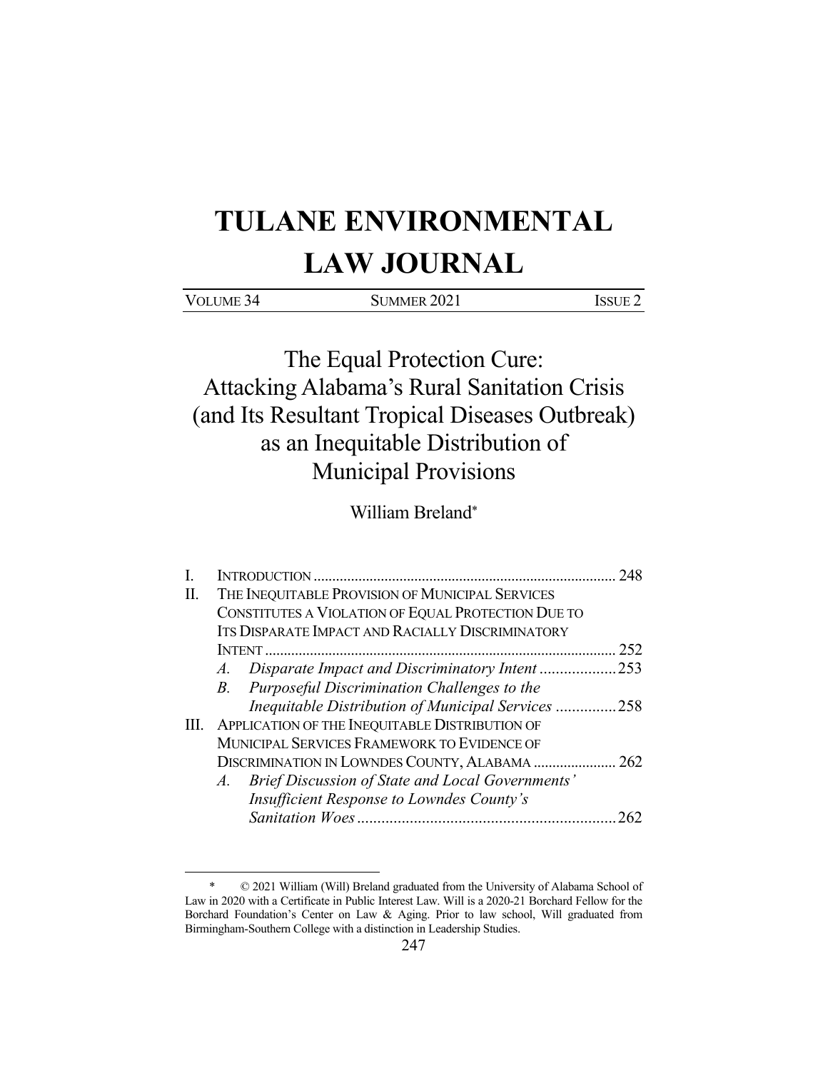# TULANE ENVIRONMENTAL LAW JOURNAL

| VOLUME 34 | SUMMER 2021 | ISSUE 2 |
|---|---|---|

## The Equal Protection Cure: Attacking Alabama's Rural Sanitation Crisis (and Its Resultant Tropical Diseases Outbreak) as an Inequitable Distribution of Municipal Provisions

William Breland*

I. INTRODUCTION .......... 248

II. THE INEQUITABLE PROVISION OF MUNICIPAL SERVICES CONSTITUTES A VIOLATION OF EQUAL PROTECTION DUE TO ITS DISPARATE IMPACT AND RACIALLY DISCRIMINATORY INTENT .......... 252

- A. *Disparate Impact and Discriminatory Intent* .......... 253
- B. *Purposeful Discrimination Challenges to the Inequitable Distribution of Municipal Services* .......... 258

III. APPLICATION OF THE INEQUITABLE DISTRIBUTION OF MUNICIPAL SERVICES FRAMEWORK TO EVIDENCE OF DISCRIMINATION IN LOWNDES COUNTY, ALABAMA .......... 262

- A. *Brief Discussion of State and Local Governments' Insufficient Response to Lowndes County's Sanitation Woes* .......... 262

---

\* © 2021 William (Will) Breland graduated from the University of Alabama School of Law in 2020 with a Certificate in Public Interest Law. Will is a 2020-21 Borchard Fellow for the Borchard Foundation's Center on Law & Aging. Prior to law school, Will graduated from Birmingham-Southern College with a distinction in Leadership Studies.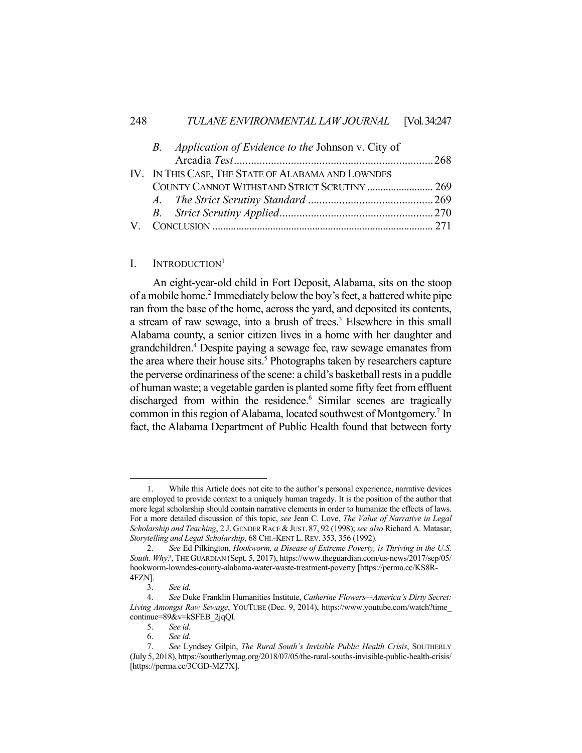B. *Application of Evidence to the* Johnson v. City of Arcadia *Test* ..... 268

IV. IN THIS CASE, THE STATE OF ALABAMA AND LOWNDES COUNTY CANNOT WITHSTAND STRICT SCRUTINY ..... 269

A. *The Strict Scrutiny Standard* ..... 269

B. *Strict Scrutiny Applied* ..... 270

V. CONCLUSION ..... 271

## I. INTRODUCTION[1]

An eight-year-old child in Fort Deposit, Alabama, sits on the stoop of a mobile home.[2] Immediately below the boy's feet, a battered white pipe ran from the base of the home, across the yard, and deposited its contents, a stream of raw sewage, into a brush of trees.[3] Elsewhere in this small Alabama county, a senior citizen lives in a home with her daughter and grandchildren.[4] Despite paying a sewage fee, raw sewage emanates from the area where their house sits.[5] Photographs taken by researchers capture the perverse ordinariness of the scene: a child's basketball rests in a puddle of human waste; a vegetable garden is planted some fifty feet from effluent discharged from within the residence.[6] Similar scenes are tragically common in this region of Alabama, located southwest of Montgomery.[7] In fact, the Alabama Department of Public Health found that between forty

---

1. While this Article does not cite to the author's personal experience, narrative devices are employed to provide context to a uniquely human tragedy. It is the position of the author that more legal scholarship should contain narrative elements in order to humanize the effects of laws. For a more detailed discussion of this topic, *see* Jean C. Love, *The Value of Narrative in Legal Scholarship and Teaching*, 2 J. GENDER RACE & JUST. 87, 92 (1998); *see also* Richard A. Matasar, *Storytelling and Legal Scholarship*, 68 CHI.-KENT L. REV. 353, 356 (1992).

2. *See* Ed Pilkington, *Hookworm, a Disease of Extreme Poverty, is Thriving in the U.S. South. Why?*, THE GUARDIAN (Sept. 5, 2017), https://www.theguardian.com/us-news/2017/sep/05/hookworm-lowndes-county-alabama-water-waste-treatment-poverty [https://perma.cc/KS8R-4FZN].

3. *See id.*

4. *See* Duke Franklin Humanities Institute, *Catherine Flowers—America's Dirty Secret: Living Amongst Raw Sewage*, YOUTUBE (Dec. 9, 2014), https://www.youtube.com/watch?time_continue=89&v=kSFEB_2jqQI.

5. *See id.*

6. *See id.*

7. *See* Lyndsey Gilpin, *The Rural South's Invisible Public Health Crisis*, SOUTHERLY (July 5, 2018), https://southerlymag.org/2018/07/05/the-rural-souths-invisible-public-health-crisis/ [https://perma.cc/3CGD-MZ7X].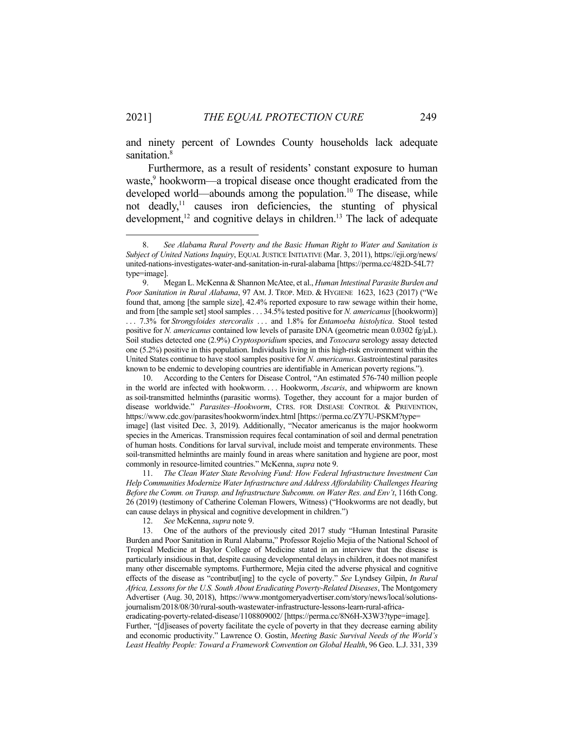and ninety percent of Lowndes County households lack adequate sanitation.[8]

Furthermore, as a result of residents' constant exposure to human waste,[9] hookworm—a tropical disease once thought eradicated from the developed world—abounds among the population.[10] The disease, while not deadly,[11] causes iron deficiencies, the stunting of physical development,[12] and cognitive delays in children.[13] The lack of adequate

---

8. *See Alabama Rural Poverty and the Basic Human Right to Water and Sanitation is Subject of United Nations Inquiry*, EQUAL JUSTICE INITIATIVE (Mar. 3, 2011), https://eji.org/news/united-nations-investigates-water-and-sanitation-in-rural-alabama [https://perma.cc/482D-54L7?type=image].

9. Megan L. McKenna & Shannon McAtee, et al., *Human Intestinal Parasite Burden and Poor Sanitation in Rural Alabama*, 97 AM. J. TROP. MED. & HYGIENE 1623, 1623 (2017) ("We found that, among [the sample size], 42.4% reported exposure to raw sewage within their home, and from [the sample set] stool samples . . . 34.5% tested positive for *N. americanus* [(hookworm)] . . . 7.3% for *Strongyloides stercoralis* . . . and 1.8% for *Entamoeba histolytica*. Stool tested positive for *N. americanus* contained low levels of parasite DNA (geometric mean 0.0302 fg/μL). Soil studies detected one (2.9%) *Cryptosporidium* species, and *Toxocara* serology assay detected one (5.2%) positive in this population. Individuals living in this high-risk environment within the United States continue to have stool samples positive for *N. americanus*. Gastrointestinal parasites known to be endemic to developing countries are identifiable in American poverty regions.").

10. According to the Centers for Disease Control, "An estimated 576-740 million people in the world are infected with hookworm. . . . Hookworm, *Ascaris*, and whipworm are known as soil-transmitted helminths (parasitic worms). Together, they account for a major burden of disease worldwide." *Parasites–Hookworm*, CTRS. FOR DISEASE CONTROL & PREVENTION, https://www.cdc.gov/parasites/hookworm/index.html [https://perma.cc/ZY7U-PSKM?type=image] (last visited Dec. 3, 2019). Additionally, "Necator americanus is the major hookworm species in the Americas. Transmission requires fecal contamination of soil and dermal penetration of human hosts. Conditions for larval survival, include moist and temperate environments. These soil-transmitted helminths are mainly found in areas where sanitation and hygiene are poor, most commonly in resource-limited countries." McKenna, *supra* note 9.

11. *The Clean Water State Revolving Fund: How Federal Infrastructure Investment Can Help Communities Modernize Water Infrastructure and Address Affordability Challenges Hearing Before the Comm. on Transp. and Infrastructure Subcomm. on Water Res. and Env't*, 116th Cong. 26 (2019) (testimony of Catherine Coleman Flowers, Witness) ("Hookworms are not deadly, but can cause delays in physical and cognitive development in children.")

12. *See* McKenna, *supra* note 9.

13. One of the authors of the previously cited 2017 study "Human Intestinal Parasite Burden and Poor Sanitation in Rural Alabama," Professor Rojelio Mejia of the National School of Tropical Medicine at Baylor College of Medicine stated in an interview that the disease is particularly insidious in that, despite causing developmental delays in children, it does not manifest many other discernable symptoms. Furthermore, Mejia cited the adverse physical and cognitive effects of the disease as "contribut[ing] to the cycle of poverty." *See* Lyndsey Gilpin, *In Rural Africa, Lessons for the U.S. South About Eradicating Poverty-Related Diseases*, The Montgomery Advertiser (Aug. 30, 2018), https://www.montgomeryadvertiser.com/story/news/local/solutions-journalism/2018/08/30/rural-south-wastewater-infrastructure-lessons-learn-rural-africa-eradicating-poverty-related-disease/1108809002/ [https://perma.cc/8N6H-X3W3?type=image]. Further, "[d]iseases of poverty facilitate the cycle of poverty in that they decrease earning ability and economic productivity." Lawrence O. Gostin, *Meeting Basic Survival Needs of the World's Least Healthy People: Toward a Framework Convention on Global Health*, 96 Geo. L.J. 331, 339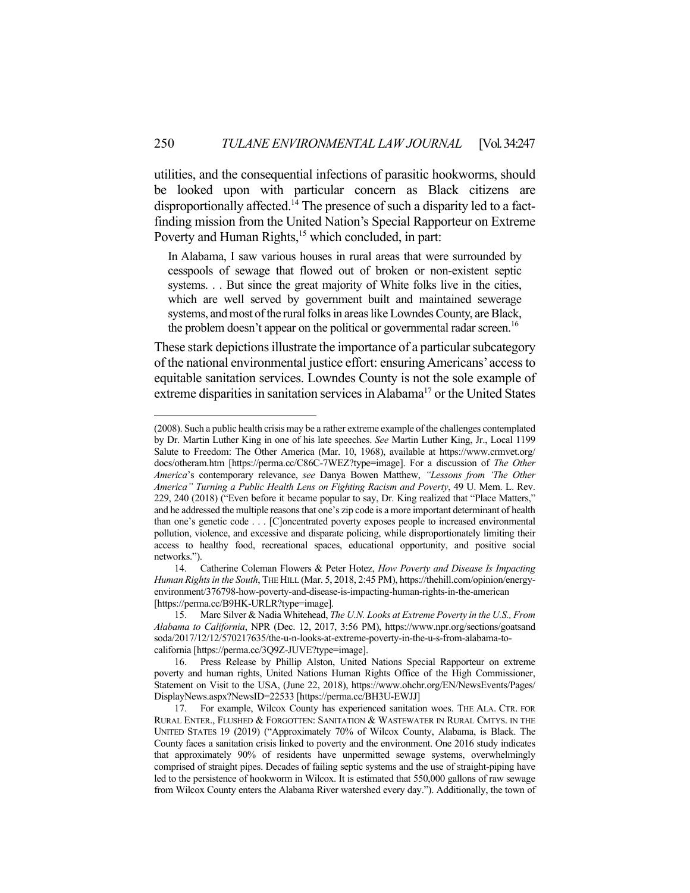utilities, and the consequential infections of parasitic hookworms, should be looked upon with particular concern as Black citizens are disproportionally affected.[14] The presence of such a disparity led to a fact-finding mission from the United Nation's Special Rapporteur on Extreme Poverty and Human Rights,[15] which concluded, in part:

> In Alabama, I saw various houses in rural areas that were surrounded by cesspools of sewage that flowed out of broken or non-existent septic systems. . . But since the great majority of White folks live in the cities, which are well served by government built and maintained sewerage systems, and most of the rural folks in areas like Lowndes County, are Black, the problem doesn't appear on the political or governmental radar screen.[16]

These stark depictions illustrate the importance of a particular subcategory of the national environmental justice effort: ensuring Americans' access to equitable sanitation services. Lowndes County is not the sole example of extreme disparities in sanitation services in Alabama[17] or the United States

---

(2008). Such a public health crisis may be a rather extreme example of the challenges contemplated by Dr. Martin Luther King in one of his late speeches. *See* Martin Luther King, Jr., Local 1199 Salute to Freedom: The Other America (Mar. 10, 1968), available at https://www.crmvet.org/docs/otheram.htm [https://perma.cc/C86C-7WEZ?type=image]. For a discussion of *The Other America*'s contemporary relevance, *see* Danya Bowen Matthew, *"Lessons from 'The Other America" Turning a Public Health Lens on Fighting Racism and Poverty*, 49 U. Mem. L. Rev. 229, 240 (2018) ("Even before it became popular to say, Dr. King realized that "Place Matters," and he addressed the multiple reasons that one's zip code is a more important determinant of health than one's genetic code . . . [C]oncentrated poverty exposes people to increased environmental pollution, violence, and excessive and disparate policing, while disproportionately limiting their access to healthy food, recreational spaces, educational opportunity, and positive social networks.").

14. Catherine Coleman Flowers & Peter Hotez, *How Poverty and Disease Is Impacting Human Rights in the South*, THE HILL (Mar. 5, 2018, 2:45 PM), https://thehill.com/opinion/energy-environment/376798-how-poverty-and-disease-is-impacting-human-rights-in-the-american [https://perma.cc/B9HK-URLR?type=image].

15. Marc Silver & Nadia Whitehead, *The U.N. Looks at Extreme Poverty in the U.S., From Alabama to California*, NPR (Dec. 12, 2017, 3:56 PM), https://www.npr.org/sections/goatsandsoda/2017/12/12/570217635/the-u-n-looks-at-extreme-poverty-in-the-u-s-from-alabama-to-california [https://perma.cc/3Q9Z-JUVE?type=image].

16. Press Release by Phillip Alston, United Nations Special Rapporteur on extreme poverty and human rights, United Nations Human Rights Office of the High Commissioner, Statement on Visit to the USA, (June 22, 2018), https://www.ohchr.org/EN/NewsEvents/Pages/DisplayNews.aspx?NewsID=22533 [https://perma.cc/BH3U-EWJJ]

17. For example, Wilcox County has experienced sanitation woes. THE ALA. CTR. FOR RURAL ENTER., FLUSHED & FORGOTTEN: SANITATION & WASTEWATER IN RURAL CMTYS. IN THE UNITED STATES 19 (2019) ("Approximately 70% of Wilcox County, Alabama, is Black. The County faces a sanitation crisis linked to poverty and the environment. One 2016 study indicates that approximately 90% of residents have unpermitted sewage systems, overwhelmingly comprised of straight pipes. Decades of failing septic systems and the use of straight-piping have led to the persistence of hookworm in Wilcox. It is estimated that 550,000 gallons of raw sewage from Wilcox County enters the Alabama River watershed every day."). Additionally, the town of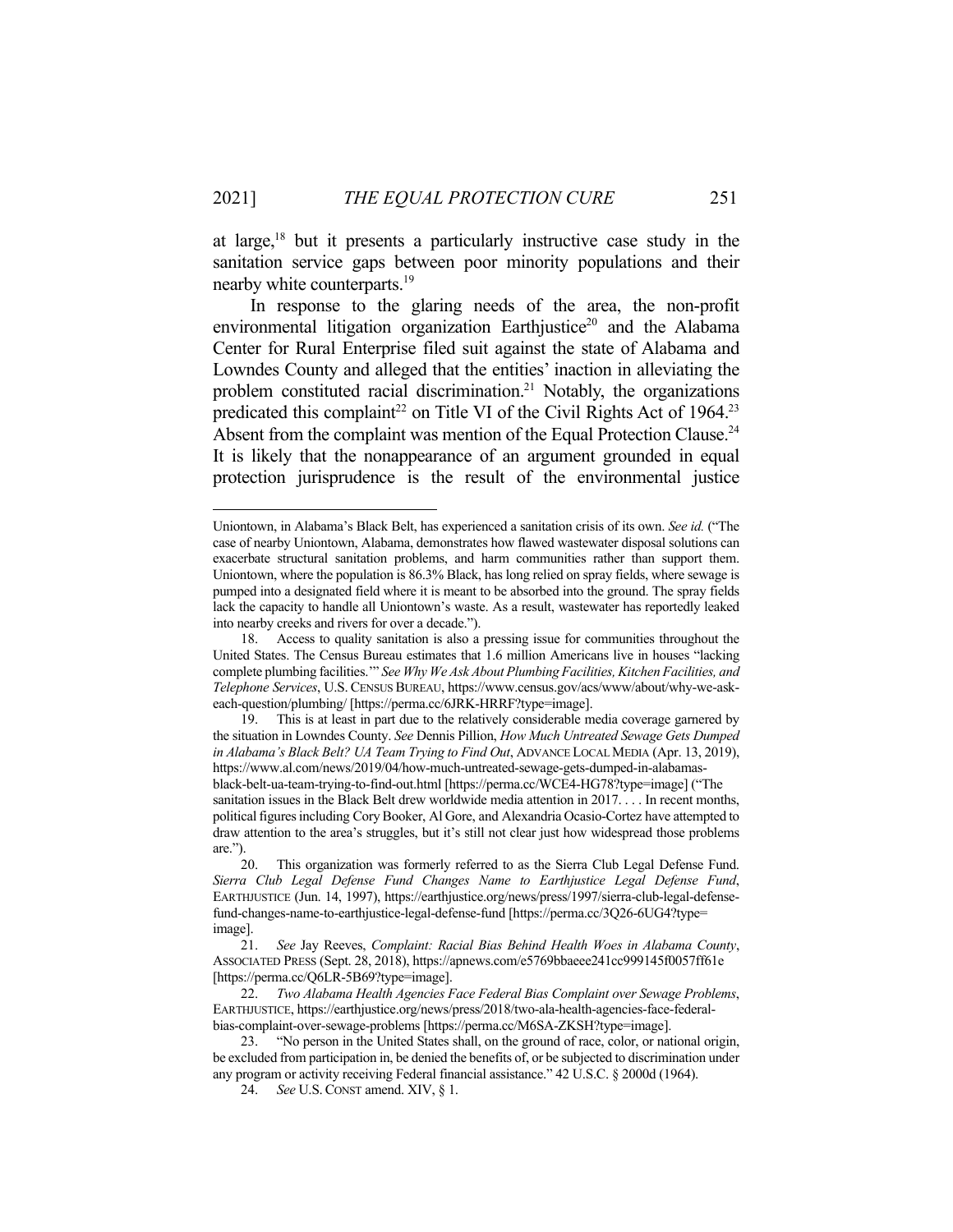at large,[18] but it presents a particularly instructive case study in the sanitation service gaps between poor minority populations and their nearby white counterparts.[19]

In response to the glaring needs of the area, the non-profit environmental litigation organization Earthjustice[20] and the Alabama Center for Rural Enterprise filed suit against the state of Alabama and Lowndes County and alleged that the entities' inaction in alleviating the problem constituted racial discrimination.[21] Notably, the organizations predicated this complaint[22] on Title VI of the Civil Rights Act of 1964.[23] Absent from the complaint was mention of the Equal Protection Clause.[24] It is likely that the nonappearance of an argument grounded in equal protection jurisprudence is the result of the environmental justice

---

Uniontown, in Alabama's Black Belt, has experienced a sanitation crisis of its own. *See id.* ("The case of nearby Uniontown, Alabama, demonstrates how flawed wastewater disposal solutions can exacerbate structural sanitation problems, and harm communities rather than support them. Uniontown, where the population is 86.3% Black, has long relied on spray fields, where sewage is pumped into a designated field where it is meant to be absorbed into the ground. The spray fields lack the capacity to handle all Uniontown's waste. As a result, wastewater has reportedly leaked into nearby creeks and rivers for over a decade.").

18. Access to quality sanitation is also a pressing issue for communities throughout the United States. The Census Bureau estimates that 1.6 million Americans live in houses "lacking complete plumbing facilities.'" *See Why We Ask About Plumbing Facilities, Kitchen Facilities, and Telephone Services*, U.S. CENSUS BUREAU, https://www.census.gov/acs/www/about/why-we-ask-each-question/plumbing/ [https://perma.cc/6JRK-HRRF?type=image].

19. This is at least in part due to the relatively considerable media coverage garnered by the situation in Lowndes County. *See* Dennis Pillion, *How Much Untreated Sewage Gets Dumped in Alabama's Black Belt? UA Team Trying to Find Out*, ADVANCE LOCAL MEDIA (Apr. 13, 2019), https://www.al.com/news/2019/04/how-much-untreated-sewage-gets-dumped-in-alabamas-black-belt-ua-team-trying-to-find-out.html [https://perma.cc/WCE4-HG78?type=image] ("The sanitation issues in the Black Belt drew worldwide media attention in 2017. . . . In recent months, political figures including Cory Booker, Al Gore, and Alexandria Ocasio-Cortez have attempted to draw attention to the area's struggles, but it's still not clear just how widespread those problems are.").

20. This organization was formerly referred to as the Sierra Club Legal Defense Fund. *Sierra Club Legal Defense Fund Changes Name to Earthjustice Legal Defense Fund*, EARTHJUSTICE (Jun. 14, 1997), https://earthjustice.org/news/press/1997/sierra-club-legal-defense-fund-changes-name-to-earthjustice-legal-defense-fund [https://perma.cc/3Q26-6UG4?type=image].

21. *See* Jay Reeves, *Complaint: Racial Bias Behind Health Woes in Alabama County*, ASSOCIATED PRESS (Sept. 28, 2018), https://apnews.com/e5769bbaeee241cc999145f0057ff61e [https://perma.cc/Q6LR-5B69?type=image].

22. *Two Alabama Health Agencies Face Federal Bias Complaint over Sewage Problems*, EARTHJUSTICE, https://earthjustice.org/news/press/2018/two-ala-health-agencies-face-federal-bias-complaint-over-sewage-problems [https://perma.cc/M6SA-ZKSH?type=image].

23. "No person in the United States shall, on the ground of race, color, or national origin, be excluded from participation in, be denied the benefits of, or be subjected to discrimination under any program or activity receiving Federal financial assistance." 42 U.S.C. § 2000d (1964).

24. *See* U.S. CONST amend. XIV, § 1.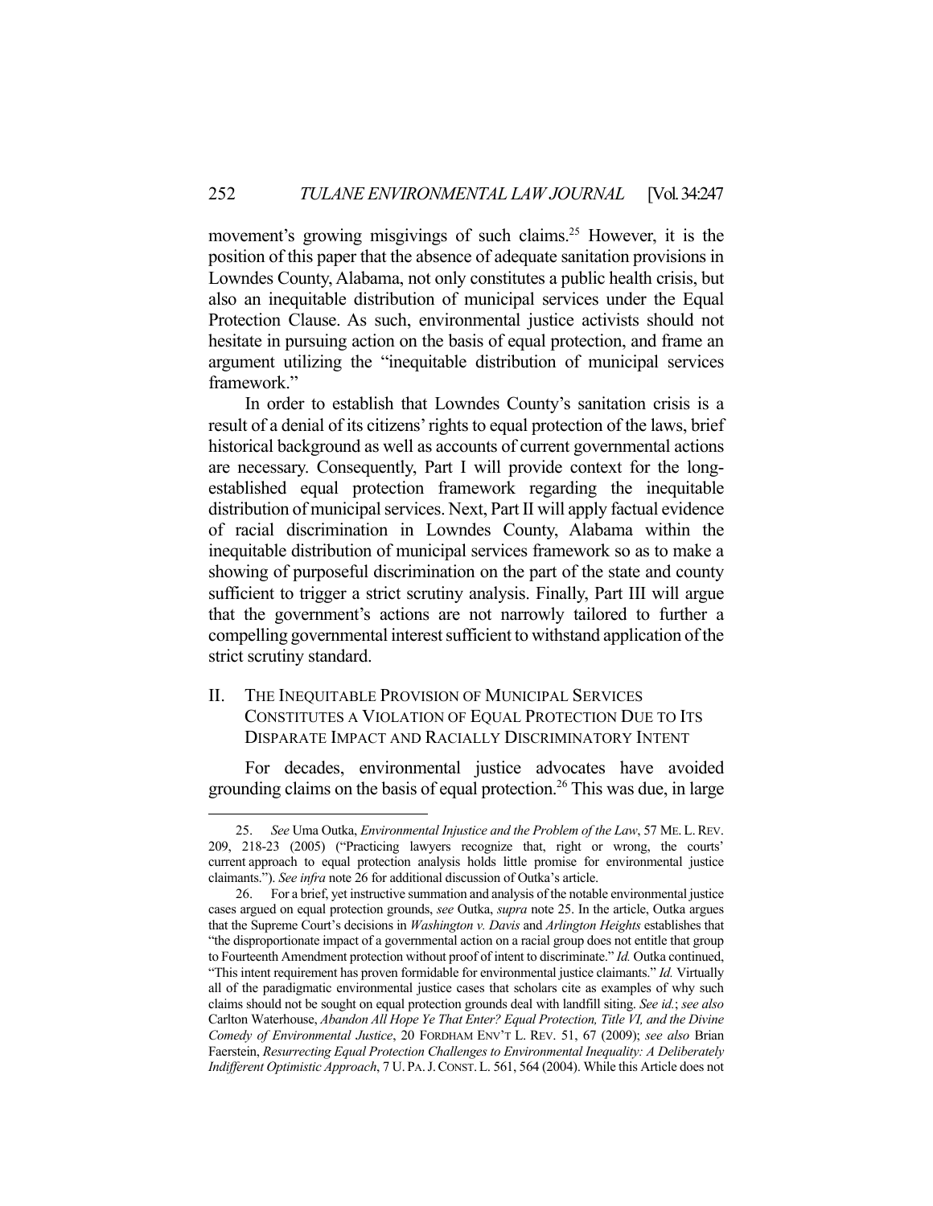movement's growing misgivings of such claims.[25] However, it is the position of this paper that the absence of adequate sanitation provisions in Lowndes County, Alabama, not only constitutes a public health crisis, but also an inequitable distribution of municipal services under the Equal Protection Clause. As such, environmental justice activists should not hesitate in pursuing action on the basis of equal protection, and frame an argument utilizing the "inequitable distribution of municipal services framework."

In order to establish that Lowndes County's sanitation crisis is a result of a denial of its citizens' rights to equal protection of the laws, brief historical background as well as accounts of current governmental actions are necessary. Consequently, Part I will provide context for the long-established equal protection framework regarding the inequitable distribution of municipal services. Next, Part II will apply factual evidence of racial discrimination in Lowndes County, Alabama within the inequitable distribution of municipal services framework so as to make a showing of purposeful discrimination on the part of the state and county sufficient to trigger a strict scrutiny analysis. Finally, Part III will argue that the government's actions are not narrowly tailored to further a compelling governmental interest sufficient to withstand application of the strict scrutiny standard.

## II. The Inequitable Provision of Municipal Services Constitutes a Violation of Equal Protection Due to Its Disparate Impact and Racially Discriminatory Intent

For decades, environmental justice advocates have avoided grounding claims on the basis of equal protection.[26] This was due, in large

---

25. *See* Uma Outka, *Environmental Injustice and the Problem of the Law*, 57 ME. L. REV. 209, 218-23 (2005) ("Practicing lawyers recognize that, right or wrong, the courts' current approach to equal protection analysis holds little promise for environmental justice claimants."). *See infra* note 26 for additional discussion of Outka's article.

26. For a brief, yet instructive summation and analysis of the notable environmental justice cases argued on equal protection grounds, *see* Outka, *supra* note 25. In the article, Outka argues that the Supreme Court's decisions in *Washington v. Davis* and *Arlington Heights* establishes that "the disproportionate impact of a governmental action on a racial group does not entitle that group to Fourteenth Amendment protection without proof of intent to discriminate." *Id.* Outka continued, "This intent requirement has proven formidable for environmental justice claimants." *Id.* Virtually all of the paradigmatic environmental justice cases that scholars cite as examples of why such claims should not be sought on equal protection grounds deal with landfill siting. *See id.*; *see also* Carlton Waterhouse, *Abandon All Hope Ye That Enter? Equal Protection, Title VI, and the Divine Comedy of Environmental Justice*, 20 FORDHAM ENV'T L. REV. 51, 67 (2009); *see also* Brian Faerstein, *Resurrecting Equal Protection Challenges to Environmental Inequality: A Deliberately Indifferent Optimistic Approach*, 7 U. PA. J. CONST. L. 561, 564 (2004). While this Article does not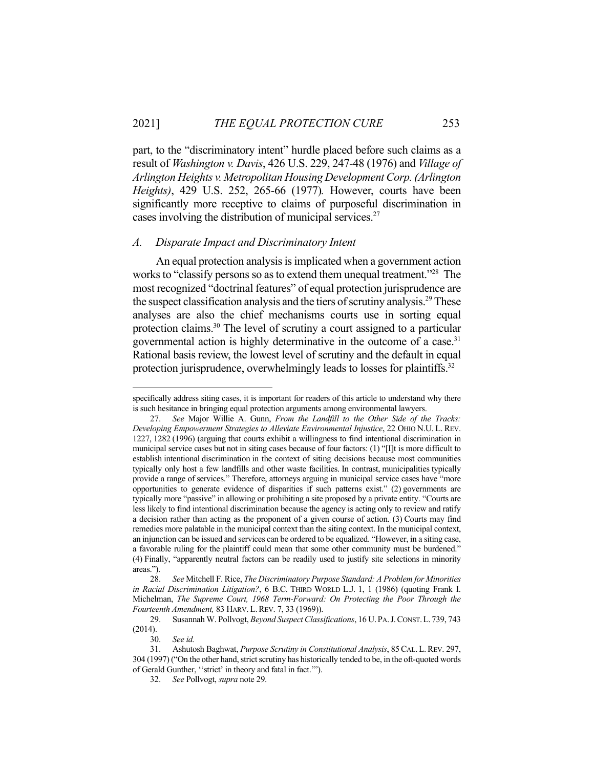part, to the "discriminatory intent" hurdle placed before such claims as a result of *Washington v. Davis*, 426 U.S. 229, 247-48 (1976) and *Village of Arlington Heights v. Metropolitan Housing Development Corp. (Arlington Heights)*, 429 U.S. 252, 265-66 (1977). However, courts have been significantly more receptive to claims of purposeful discrimination in cases involving the distribution of municipal services.[27]

### *A. Disparate Impact and Discriminatory Intent*

An equal protection analysis is implicated when a government action works to "classify persons so as to extend them unequal treatment."[28] The most recognized "doctrinal features" of equal protection jurisprudence are the suspect classification analysis and the tiers of scrutiny analysis.[29] These analyses are also the chief mechanisms courts use in sorting equal protection claims.[30] The level of scrutiny a court assigned to a particular governmental action is highly determinative in the outcome of a case.[31] Rational basis review, the lowest level of scrutiny and the default in equal protection jurisprudence, overwhelmingly leads to losses for plaintiffs.[32]

---

specifically address siting cases, it is important for readers of this article to understand why there is such hesitance in bringing equal protection arguments among environmental lawyers.

27. *See* Major Willie A. Gunn, *From the Landfill to the Other Side of the Tracks: Developing Empowerment Strategies to Alleviate Environmental Injustice*, 22 OHIO N.U. L. REV. 1227, 1282 (1996) (arguing that courts exhibit a willingness to find intentional discrimination in municipal service cases but not in siting cases because of four factors: (1) "[I]t is more difficult to establish intentional discrimination in the context of siting decisions because most communities typically only host a few landfills and other waste facilities. In contrast, municipalities typically provide a range of services." Therefore, attorneys arguing in municipal service cases have "more opportunities to generate evidence of disparities if such patterns exist." (2) governments are typically more "passive" in allowing or prohibiting a site proposed by a private entity. "Courts are less likely to find intentional discrimination because the agency is acting only to review and ratify a decision rather than acting as the proponent of a given course of action. (3) Courts may find remedies more palatable in the municipal context than the siting context. In the municipal context, an injunction can be issued and services can be ordered to be equalized. "However, in a siting case, a favorable ruling for the plaintiff could mean that some other community must be burdened." (4) Finally, "apparently neutral factors can be readily used to justify site selections in minority areas.").

28. *See* Mitchell F. Rice, *The Discriminatory Purpose Standard: A Problem for Minorities in Racial Discrimination Litigation?*, 6 B.C. THIRD WORLD L.J. 1, 1 (1986) (quoting Frank I. Michelman, *The Supreme Court, 1968 Term-Forward: On Protecting the Poor Through the Fourteenth Amendment,* 83 HARV. L. REV. 7, 33 (1969)).

29. Susannah W. Pollvogt, *Beyond Suspect Classifications*, 16 U. PA. J. CONST. L. 739, 743 (2014).

30. *See id.*

31. Ashutosh Baghwat, *Purpose Scrutiny in Constitutional Analysis*, 85 CAL. L. REV. 297, 304 (1997) ("On the other hand, strict scrutiny has historically tended to be, in the oft-quoted words of Gerald Gunther, ''strict' in theory and fatal in fact.'").

32. *See* Pollvogt, *supra* note 29.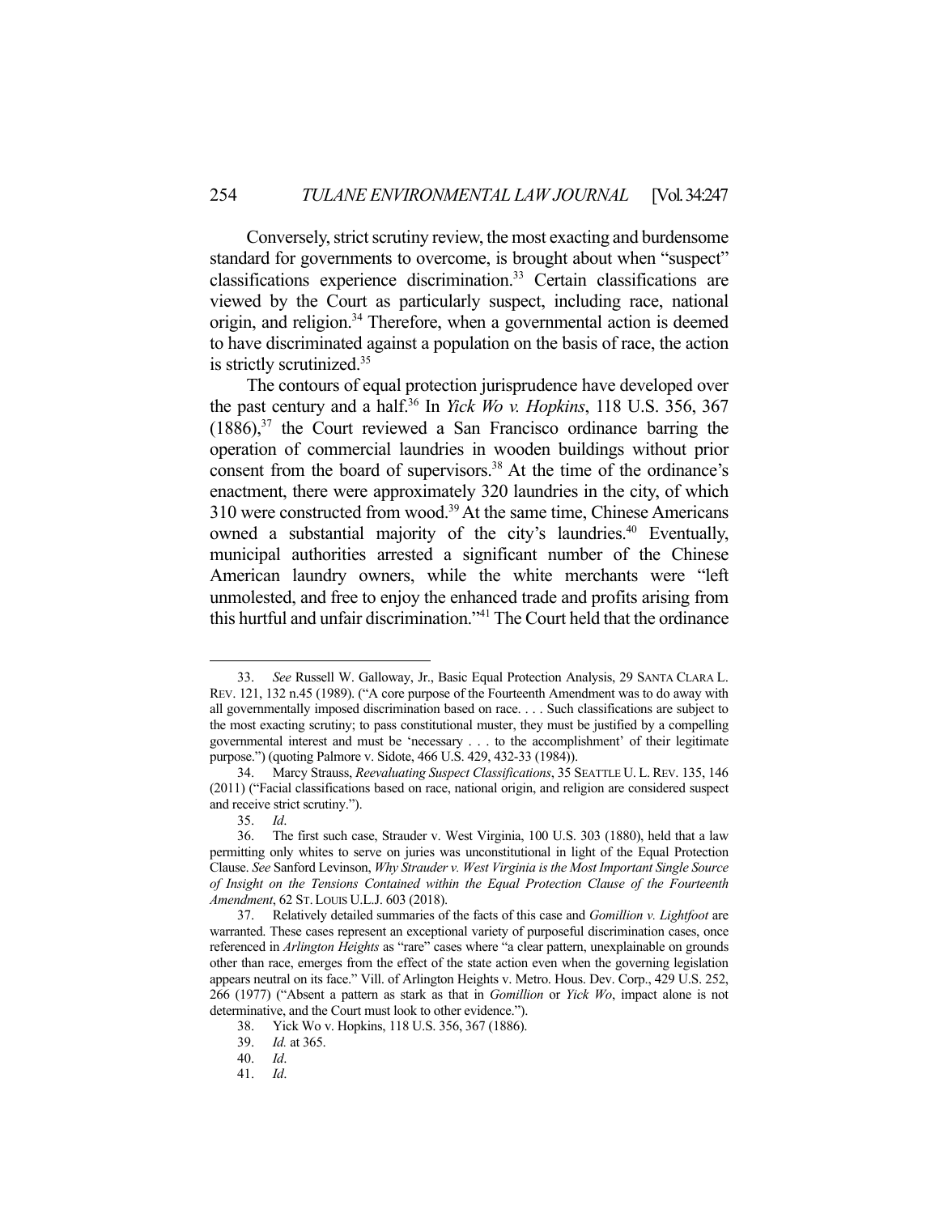Conversely, strict scrutiny review, the most exacting and burdensome standard for governments to overcome, is brought about when "suspect" classifications experience discrimination.[33] Certain classifications are viewed by the Court as particularly suspect, including race, national origin, and religion.[34] Therefore, when a governmental action is deemed to have discriminated against a population on the basis of race, the action is strictly scrutinized.[35]

The contours of equal protection jurisprudence have developed over the past century and a half.[36] In *Yick Wo v. Hopkins*, 118 U.S. 356, 367 (1886),[37] the Court reviewed a San Francisco ordinance barring the operation of commercial laundries in wooden buildings without prior consent from the board of supervisors.[38] At the time of the ordinance's enactment, there were approximately 320 laundries in the city, of which 310 were constructed from wood.[39] At the same time, Chinese Americans owned a substantial majority of the city's laundries.[40] Eventually, municipal authorities arrested a significant number of the Chinese American laundry owners, while the white merchants were "left unmolested, and free to enjoy the enhanced trade and profits arising from this hurtful and unfair discrimination."[41] The Court held that the ordinance

---

33. *See* Russell W. Galloway, Jr., Basic Equal Protection Analysis, 29 SANTA CLARA L. REV. 121, 132 n.45 (1989). ("A core purpose of the Fourteenth Amendment was to do away with all governmentally imposed discrimination based on race. . . . Such classifications are subject to the most exacting scrutiny; to pass constitutional muster, they must be justified by a compelling governmental interest and must be 'necessary . . . to the accomplishment' of their legitimate purpose.") (quoting Palmore v. Sidote, 466 U.S. 429, 432-33 (1984)).

34. Marcy Strauss, *Reevaluating Suspect Classifications*, 35 SEATTLE U. L. REV. 135, 146 (2011) ("Facial classifications based on race, national origin, and religion are considered suspect and receive strict scrutiny.").

35. *Id*.

36. The first such case, Strauder v. West Virginia, 100 U.S. 303 (1880), held that a law permitting only whites to serve on juries was unconstitutional in light of the Equal Protection Clause. *See* Sanford Levinson, *Why Strauder v. West Virginia is the Most Important Single Source of Insight on the Tensions Contained within the Equal Protection Clause of the Fourteenth Amendment*, 62 ST. LOUIS U.L.J. 603 (2018).

37. Relatively detailed summaries of the facts of this case and *Gomillion v. Lightfoot* are warranted. These cases represent an exceptional variety of purposeful discrimination cases, once referenced in *Arlington Heights* as "rare" cases where "a clear pattern, unexplainable on grounds other than race, emerges from the effect of the state action even when the governing legislation appears neutral on its face." Vill. of Arlington Heights v. Metro. Hous. Dev. Corp., 429 U.S. 252, 266 (1977) ("Absent a pattern as stark as that in *Gomillion* or *Yick Wo*, impact alone is not determinative, and the Court must look to other evidence.").

38. Yick Wo v. Hopkins, 118 U.S. 356, 367 (1886).

39. *Id.* at 365.

40. *Id*.

41. *Id*.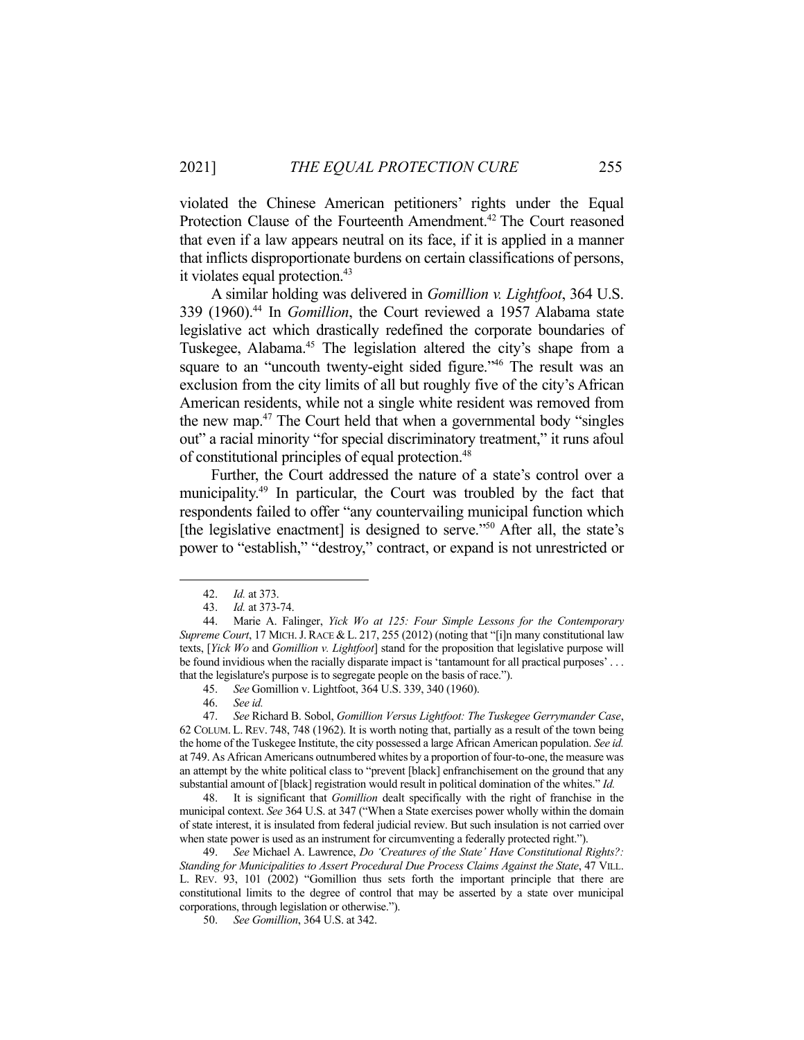violated the Chinese American petitioners' rights under the Equal Protection Clause of the Fourteenth Amendment.[42] The Court reasoned that even if a law appears neutral on its face, if it is applied in a manner that inflicts disproportionate burdens on certain classifications of persons, it violates equal protection.[43]

A similar holding was delivered in *Gomillion v. Lightfoot*, 364 U.S. 339 (1960).[44] In *Gomillion*, the Court reviewed a 1957 Alabama state legislative act which drastically redefined the corporate boundaries of Tuskegee, Alabama.[45] The legislation altered the city's shape from a square to an "uncouth twenty-eight sided figure."[46] The result was an exclusion from the city limits of all but roughly five of the city's African American residents, while not a single white resident was removed from the new map.[47] The Court held that when a governmental body "singles out" a racial minority "for special discriminatory treatment," it runs afoul of constitutional principles of equal protection.[48]

Further, the Court addressed the nature of a state's control over a municipality.[49] In particular, the Court was troubled by the fact that respondents failed to offer "any countervailing municipal function which [the legislative enactment] is designed to serve."[50] After all, the state's power to "establish," "destroy," contract, or expand is not unrestricted or

---

42. *Id.* at 373.

43. *Id.* at 373-74.

44. Marie A. Falinger, *Yick Wo at 125: Four Simple Lessons for the Contemporary Supreme Court*, 17 MICH. J. RACE & L. 217, 255 (2012) (noting that "[i]n many constitutional law texts, [*Yick Wo* and *Gomillion v. Lightfoot*] stand for the proposition that legislative purpose will be found invidious when the racially disparate impact is 'tantamount for all practical purposes' . . . that the legislature's purpose is to segregate people on the basis of race.").

45. *See* Gomillion v. Lightfoot, 364 U.S. 339, 340 (1960).

46. *See id.*

47. *See* Richard B. Sobol, *Gomillion Versus Lightfoot: The Tuskegee Gerrymander Case*, 62 COLUM. L. REV. 748, 748 (1962). It is worth noting that, partially as a result of the town being the home of the Tuskegee Institute, the city possessed a large African American population. *See id.* at 749. As African Americans outnumbered whites by a proportion of four-to-one, the measure was an attempt by the white political class to "prevent [black] enfranchisement on the ground that any substantial amount of [black] registration would result in political domination of the whites." *Id.*

48. It is significant that *Gomillion* dealt specifically with the right of franchise in the municipal context. *See* 364 U.S. at 347 ("When a State exercises power wholly within the domain of state interest, it is insulated from federal judicial review. But such insulation is not carried over when state power is used as an instrument for circumventing a federally protected right.").

49. *See* Michael A. Lawrence, *Do 'Creatures of the State' Have Constitutional Rights?: Standing for Municipalities to Assert Procedural Due Process Claims Against the State*, 47 VILL. L. REV. 93, 101 (2002) "Gomillion thus sets forth the important principle that there are constitutional limits to the degree of control that may be asserted by a state over municipal corporations, through legislation or otherwise.").

50. *See Gomillion*, 364 U.S. at 342.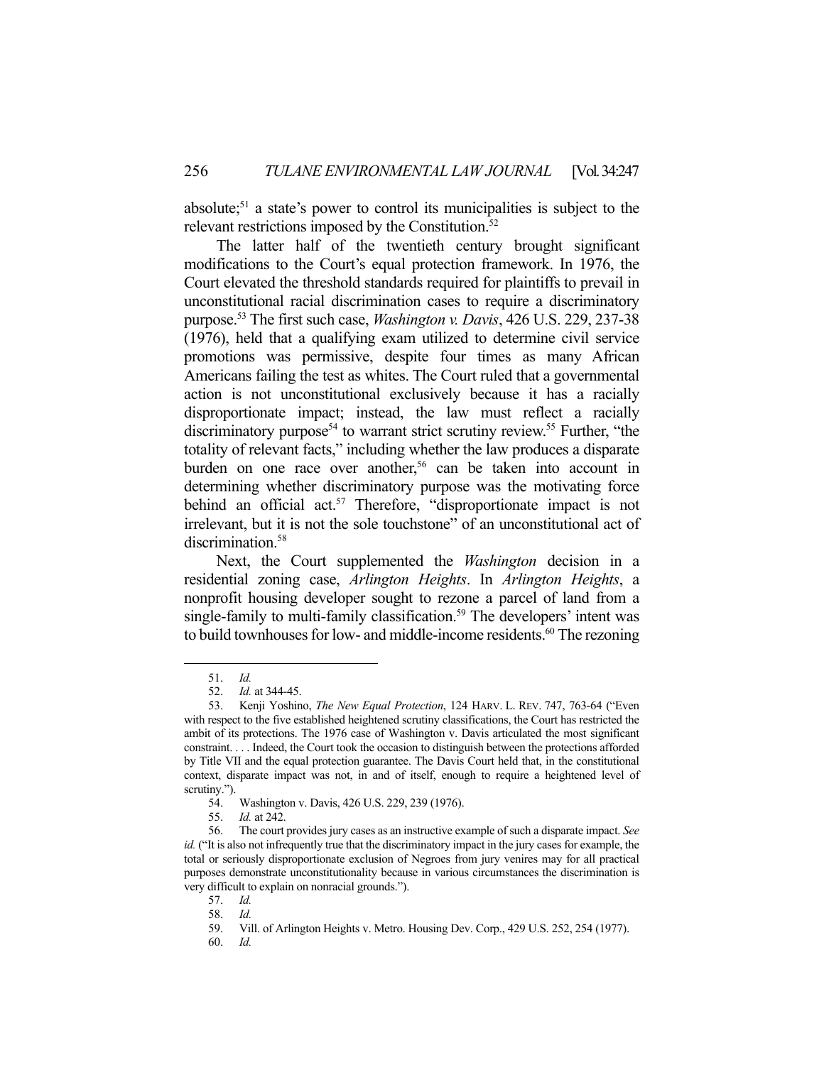absolute;[51] a state's power to control its municipalities is subject to the relevant restrictions imposed by the Constitution.[52]

The latter half of the twentieth century brought significant modifications to the Court's equal protection framework. In 1976, the Court elevated the threshold standards required for plaintiffs to prevail in unconstitutional racial discrimination cases to require a discriminatory purpose.[53] The first such case, *Washington v. Davis*, 426 U.S. 229, 237-38 (1976), held that a qualifying exam utilized to determine civil service promotions was permissive, despite four times as many African Americans failing the test as whites. The Court ruled that a governmental action is not unconstitutional exclusively because it has a racially disproportionate impact; instead, the law must reflect a racially discriminatory purpose[54] to warrant strict scrutiny review.[55] Further, "the totality of relevant facts," including whether the law produces a disparate burden on one race over another,[56] can be taken into account in determining whether discriminatory purpose was the motivating force behind an official act.[57] Therefore, "disproportionate impact is not irrelevant, but it is not the sole touchstone" of an unconstitutional act of discrimination.[58]

Next, the Court supplemented the *Washington* decision in a residential zoning case, *Arlington Heights*. In *Arlington Heights*, a nonprofit housing developer sought to rezone a parcel of land from a single-family to multi-family classification.[59] The developers' intent was to build townhouses for low- and middle-income residents.[60] The rezoning

---

51. *Id.*

52. *Id.* at 344-45.

53. Kenji Yoshino, *The New Equal Protection*, 124 HARV. L. REV. 747, 763-64 ("Even with respect to the five established heightened scrutiny classifications, the Court has restricted the ambit of its protections. The 1976 case of Washington v. Davis articulated the most significant constraint. . . . Indeed, the Court took the occasion to distinguish between the protections afforded by Title VII and the equal protection guarantee. The Davis Court held that, in the constitutional context, disparate impact was not, in and of itself, enough to require a heightened level of scrutiny.").

54. Washington v. Davis, 426 U.S. 229, 239 (1976).

55. *Id.* at 242.

56. The court provides jury cases as an instructive example of such a disparate impact. *See id.* ("It is also not infrequently true that the discriminatory impact in the jury cases for example, the total or seriously disproportionate exclusion of Negroes from jury venires may for all practical purposes demonstrate unconstitutionality because in various circumstances the discrimination is very difficult to explain on nonracial grounds.").

57. *Id.*

58. *Id.*

59. Vill. of Arlington Heights v. Metro. Housing Dev. Corp., 429 U.S. 252, 254 (1977).

60. *Id.*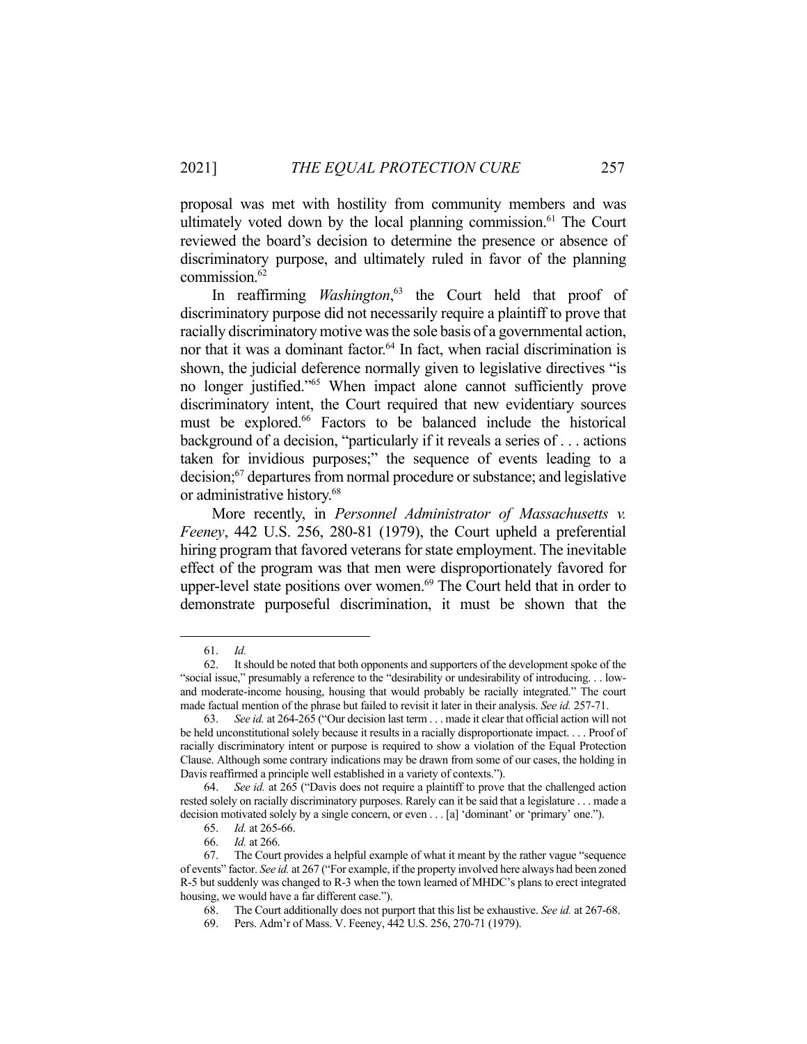proposal was met with hostility from community members and was ultimately voted down by the local planning commission.[61] The Court reviewed the board's decision to determine the presence or absence of discriminatory purpose, and ultimately ruled in favor of the planning commission.[62]

In reaffirming *Washington*,[63] the Court held that proof of discriminatory purpose did not necessarily require a plaintiff to prove that racially discriminatory motive was the sole basis of a governmental action, nor that it was a dominant factor.[64] In fact, when racial discrimination is shown, the judicial deference normally given to legislative directives "is no longer justified."[65] When impact alone cannot sufficiently prove discriminatory intent, the Court required that new evidentiary sources must be explored.[66] Factors to be balanced include the historical background of a decision, "particularly if it reveals a series of . . . actions taken for invidious purposes;" the sequence of events leading to a decision;[67] departures from normal procedure or substance; and legislative or administrative history.[68]

More recently, in *Personnel Administrator of Massachusetts v. Feeney*, 442 U.S. 256, 280-81 (1979), the Court upheld a preferential hiring program that favored veterans for state employment. The inevitable effect of the program was that men were disproportionately favored for upper-level state positions over women.[69] The Court held that in order to demonstrate purposeful discrimination, it must be shown that the

---

61. *Id.*

62. It should be noted that both opponents and supporters of the development spoke of the "social issue," presumably a reference to the "desirability or undesirability of introducing. . . low-and moderate-income housing, housing that would probably be racially integrated." The court made factual mention of the phrase but failed to revisit it later in their analysis. *See id.* 257-71.

63. *See id.* at 264-265 ("Our decision last term . . . made it clear that official action will not be held unconstitutional solely because it results in a racially disproportionate impact. . . . Proof of racially discriminatory intent or purpose is required to show a violation of the Equal Protection Clause. Although some contrary indications may be drawn from some of our cases, the holding in Davis reaffirmed a principle well established in a variety of contexts.").

64. *See id.* at 265 ("Davis does not require a plaintiff to prove that the challenged action rested solely on racially discriminatory purposes. Rarely can it be said that a legislature . . . made a decision motivated solely by a single concern, or even . . . [a] 'dominant' or 'primary' one.").

65. *Id.* at 265-66.

66. *Id.* at 266.

67. The Court provides a helpful example of what it meant by the rather vague "sequence of events" factor. *See id.* at 267 ("For example, if the property involved here always had been zoned R-5 but suddenly was changed to R-3 when the town learned of MHDC's plans to erect integrated housing, we would have a far different case.").

68. The Court additionally does not purport that this list be exhaustive. *See id.* at 267-68.

69. Pers. Adm'r of Mass. V. Feeney, 442 U.S. 256, 270-71 (1979).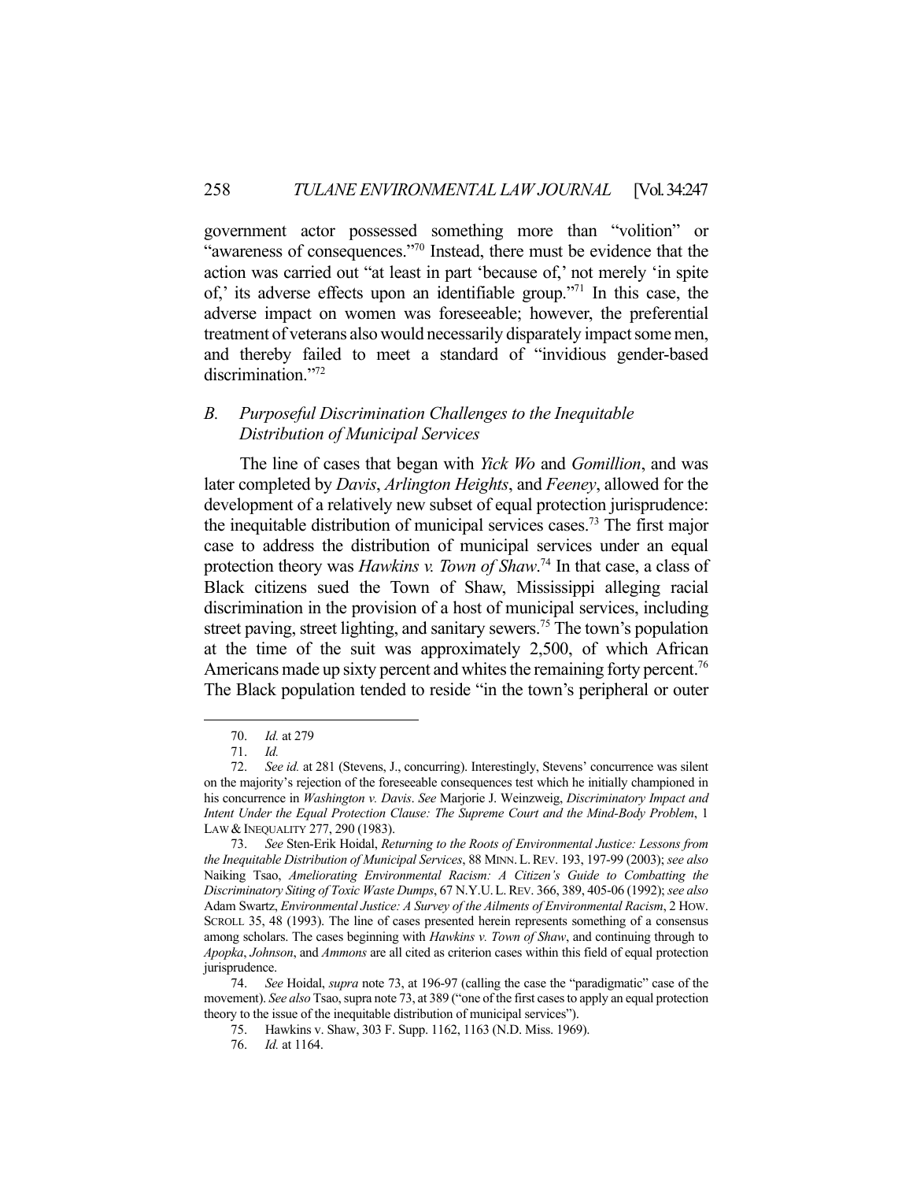government actor possessed something more than "volition" or "awareness of consequences."[70] Instead, there must be evidence that the action was carried out "at least in part 'because of,' not merely 'in spite of,' its adverse effects upon an identifiable group."[71] In this case, the adverse impact on women was foreseeable; however, the preferential treatment of veterans also would necessarily disparately impact some men, and thereby failed to meet a standard of "invidious gender-based discrimination."[72]

### *B. Purposeful Discrimination Challenges to the Inequitable Distribution of Municipal Services*

The line of cases that began with *Yick Wo* and *Gomillion*, and was later completed by *Davis*, *Arlington Heights*, and *Feeney*, allowed for the development of a relatively new subset of equal protection jurisprudence: the inequitable distribution of municipal services cases.[73] The first major case to address the distribution of municipal services under an equal protection theory was *Hawkins v. Town of Shaw*.[74] In that case, a class of Black citizens sued the Town of Shaw, Mississippi alleging racial discrimination in the provision of a host of municipal services, including street paving, street lighting, and sanitary sewers.[75] The town's population at the time of the suit was approximately 2,500, of which African Americans made up sixty percent and whites the remaining forty percent.[76] The Black population tended to reside "in the town's peripheral or outer

---

70. *Id.* at 279

71. *Id.*

72. *See id.* at 281 (Stevens, J., concurring). Interestingly, Stevens' concurrence was silent on the majority's rejection of the foreseeable consequences test which he initially championed in his concurrence in *Washington v. Davis*. *See* Marjorie J. Weinzweig, *Discriminatory Impact and Intent Under the Equal Protection Clause: The Supreme Court and the Mind-Body Problem*, 1 LAW & INEQUALITY 277, 290 (1983).

73. *See* Sten-Erik Hoidal, *Returning to the Roots of Environmental Justice: Lessons from the Inequitable Distribution of Municipal Services*, 88 MINN. L. REV. 193, 197-99 (2003); *see also* Naiking Tsao, *Ameliorating Environmental Racism: A Citizen's Guide to Combatting the Discriminatory Siting of Toxic Waste Dumps*, 67 N.Y.U. L. REV. 366, 389, 405-06 (1992); *see also* Adam Swartz, *Environmental Justice: A Survey of the Ailments of Environmental Racism*, 2 HOW. SCROLL 35, 48 (1993). The line of cases presented herein represents something of a consensus among scholars. The cases beginning with *Hawkins v. Town of Shaw*, and continuing through to *Apopka*, *Johnson*, and *Ammons* are all cited as criterion cases within this field of equal protection jurisprudence.

74. *See* Hoidal, *supra* note 73, at 196-97 (calling the case the "paradigmatic" case of the movement). *See also* Tsao, supra note 73, at 389 ("one of the first cases to apply an equal protection theory to the issue of the inequitable distribution of municipal services").

75. Hawkins v. Shaw, 303 F. Supp. 1162, 1163 (N.D. Miss. 1969).

76. *Id.* at 1164.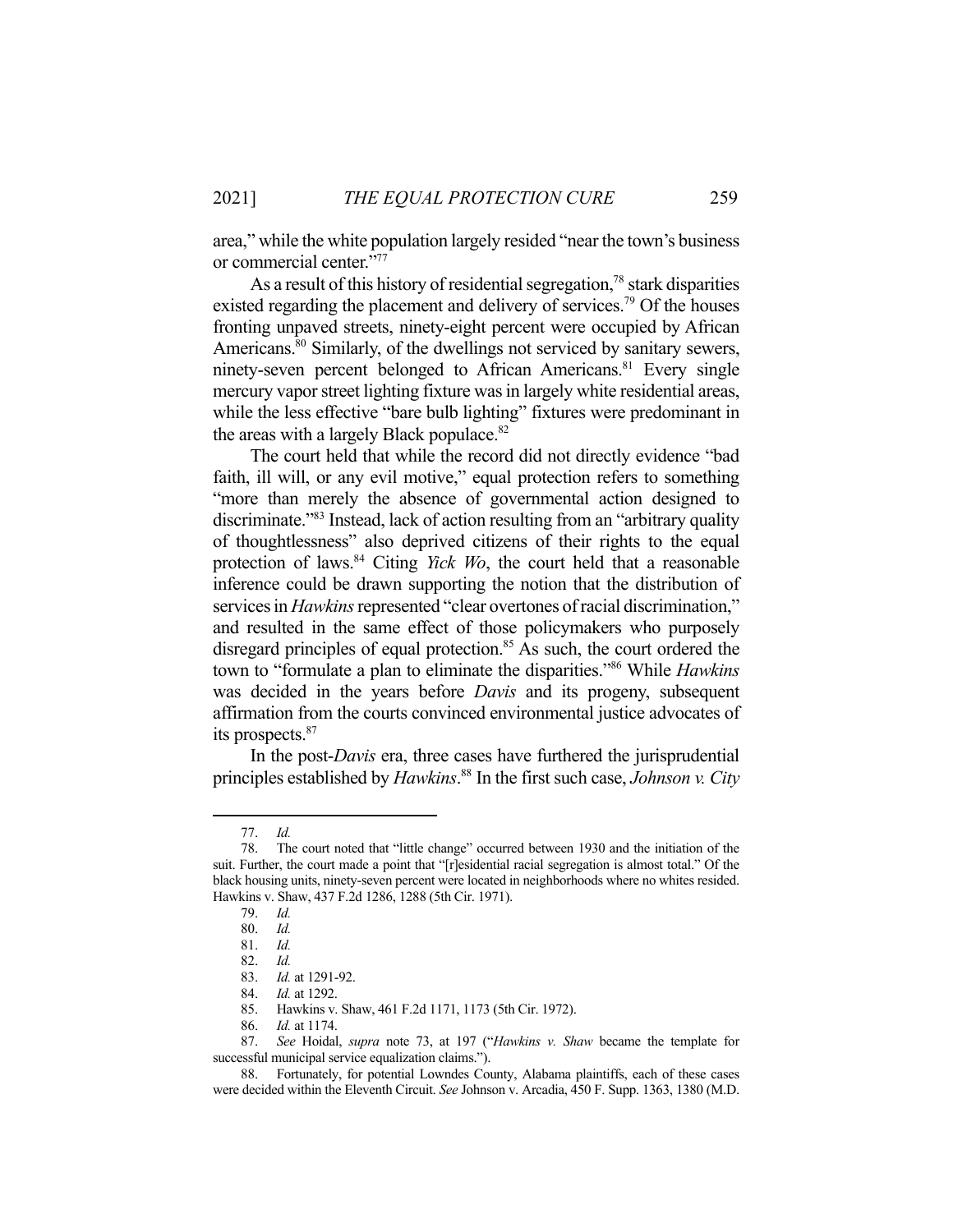area," while the white population largely resided "near the town's business or commercial center."[77]

As a result of this history of residential segregation,[78] stark disparities existed regarding the placement and delivery of services.[79] Of the houses fronting unpaved streets, ninety-eight percent were occupied by African Americans.[80] Similarly, of the dwellings not serviced by sanitary sewers, ninety-seven percent belonged to African Americans.[81] Every single mercury vapor street lighting fixture was in largely white residential areas, while the less effective "bare bulb lighting" fixtures were predominant in the areas with a largely Black populace.[82]

The court held that while the record did not directly evidence "bad faith, ill will, or any evil motive," equal protection refers to something "more than merely the absence of governmental action designed to discriminate."[83] Instead, lack of action resulting from an "arbitrary quality of thoughtlessness" also deprived citizens of their rights to the equal protection of laws.[84] Citing *Yick Wo*, the court held that a reasonable inference could be drawn supporting the notion that the distribution of services in *Hawkins* represented "clear overtones of racial discrimination," and resulted in the same effect of those policymakers who purposely disregard principles of equal protection.[85] As such, the court ordered the town to "formulate a plan to eliminate the disparities."[86] While *Hawkins* was decided in the years before *Davis* and its progeny, subsequent affirmation from the courts convinced environmental justice advocates of its prospects.[87]

In the post-*Davis* era, three cases have furthered the jurisprudential principles established by *Hawkins*.[88] In the first such case, *Johnson v. City*

---

77. *Id.*

78. The court noted that "little change" occurred between 1930 and the initiation of the suit. Further, the court made a point that "[r]esidential racial segregation is almost total." Of the black housing units, ninety-seven percent were located in neighborhoods where no whites resided. Hawkins v. Shaw, 437 F.2d 1286, 1288 (5th Cir. 1971).

79. *Id.*

80. *Id.*

81. *Id.*

82. *Id.*

83. *Id.* at 1291-92.

84. *Id.* at 1292.

85. Hawkins v. Shaw, 461 F.2d 1171, 1173 (5th Cir. 1972).

86. *Id.* at 1174.

87. *See* Hoidal, *supra* note 73, at 197 ("*Hawkins v. Shaw* became the template for successful municipal service equalization claims.").

88. Fortunately, for potential Lowndes County, Alabama plaintiffs, each of these cases were decided within the Eleventh Circuit. *See* Johnson v. Arcadia, 450 F. Supp. 1363, 1380 (M.D.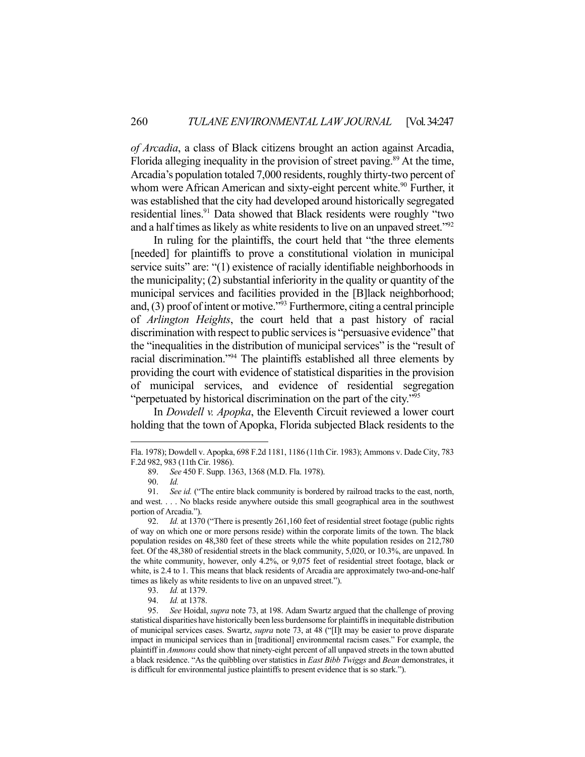*of Arcadia*, a class of Black citizens brought an action against Arcadia, Florida alleging inequality in the provision of street paving.[89] At the time, Arcadia's population totaled 7,000 residents, roughly thirty-two percent of whom were African American and sixty-eight percent white.[90] Further, it was established that the city had developed around historically segregated residential lines.[91] Data showed that Black residents were roughly "two and a half times as likely as white residents to live on an unpaved street."[92]

In ruling for the plaintiffs, the court held that "the three elements [needed] for plaintiffs to prove a constitutional violation in municipal service suits" are: "(1) existence of racially identifiable neighborhoods in the municipality; (2) substantial inferiority in the quality or quantity of the municipal services and facilities provided in the [B]lack neighborhood; and, (3) proof of intent or motive."[93] Furthermore, citing a central principle of *Arlington Heights*, the court held that a past history of racial discrimination with respect to public services is "persuasive evidence" that the "inequalities in the distribution of municipal services" is the "result of racial discrimination."[94] The plaintiffs established all three elements by providing the court with evidence of statistical disparities in the provision of municipal services, and evidence of residential segregation "perpetuated by historical discrimination on the part of the city."[95]

In *Dowdell v. Apopka*, the Eleventh Circuit reviewed a lower court holding that the town of Apopka, Florida subjected Black residents to the

---

Fla. 1978); Dowdell v. Apopka, 698 F.2d 1181, 1186 (11th Cir. 1983); Ammons v. Dade City, 783 F.2d 982, 983 (11th Cir. 1986).

89. *See* 450 F. Supp. 1363, 1368 (M.D. Fla. 1978).

90. *Id.*

91. *See id.* ("The entire black community is bordered by railroad tracks to the east, north, and west. . . . No blacks reside anywhere outside this small geographical area in the southwest portion of Arcadia.").

92. *Id.* at 1370 ("There is presently 261,160 feet of residential street footage (public rights of way on which one or more persons reside) within the corporate limits of the town. The black population resides on 48,380 feet of these streets while the white population resides on 212,780 feet. Of the 48,380 of residential streets in the black community, 5,020, or 10.3%, are unpaved. In the white community, however, only 4.2%, or 9,075 feet of residential street footage, black or white, is 2.4 to 1. This means that black residents of Arcadia are approximately two-and-one-half times as likely as white residents to live on an unpaved street.").

93. *Id.* at 1379.

94. *Id.* at 1378.

95. *See* Hoidal, *supra* note 73, at 198. Adam Swartz argued that the challenge of proving statistical disparities have historically been less burdensome for plaintiffs in inequitable distribution of municipal services cases. Swartz, *supra* note 73, at 48 ("[I]t may be easier to prove disparate impact in municipal services than in [traditional] environmental racism cases." For example, the plaintiff in *Ammons* could show that ninety-eight percent of all unpaved streets in the town abutted a black residence. "As the quibbling over statistics in *East Bibb Twiggs* and *Bean* demonstrates, it is difficult for environmental justice plaintiffs to present evidence that is so stark.").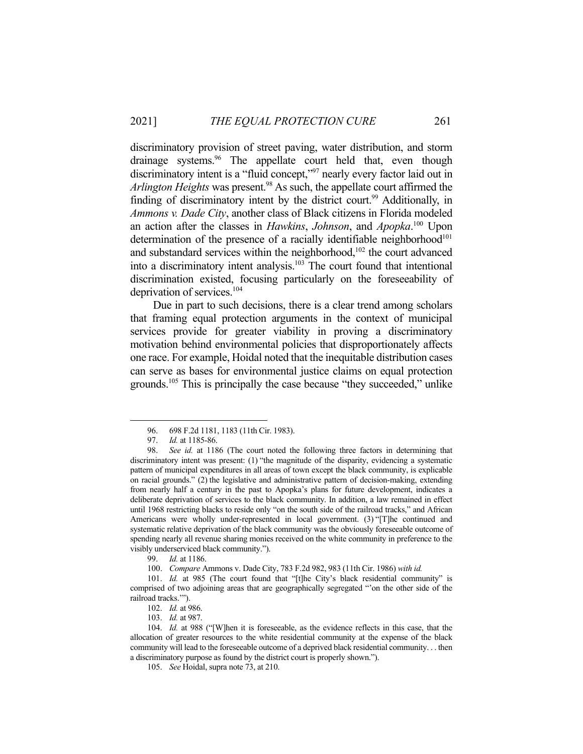discriminatory provision of street paving, water distribution, and storm drainage systems.[96] The appellate court held that, even though discriminatory intent is a "fluid concept,"[97] nearly every factor laid out in *Arlington Heights* was present.[98] As such, the appellate court affirmed the finding of discriminatory intent by the district court.[99] Additionally, in *Ammons v. Dade City*, another class of Black citizens in Florida modeled an action after the classes in *Hawkins*, *Johnson*, and *Apopka*.[100] Upon determination of the presence of a racially identifiable neighborhood[101] and substandard services within the neighborhood,[102] the court advanced into a discriminatory intent analysis.[103] The court found that intentional discrimination existed, focusing particularly on the foreseeability of deprivation of services.[104]

Due in part to such decisions, there is a clear trend among scholars that framing equal protection arguments in the context of municipal services provide for greater viability in proving a discriminatory motivation behind environmental policies that disproportionately affects one race. For example, Hoidal noted that the inequitable distribution cases can serve as bases for environmental justice claims on equal protection grounds.[105] This is principally the case because "they succeeded," unlike

---

96. 698 F.2d 1181, 1183 (11th Cir. 1983).

97. *Id.* at 1185-86.

98. *See id.* at 1186 (The court noted the following three factors in determining that discriminatory intent was present: (1) "the magnitude of the disparity, evidencing a systematic pattern of municipal expenditures in all areas of town except the black community, is explicable on racial grounds." (2) the legislative and administrative pattern of decision-making, extending from nearly half a century in the past to Apopka's plans for future development, indicates a deliberate deprivation of services to the black community. In addition, a law remained in effect until 1968 restricting blacks to reside only "on the south side of the railroad tracks," and African Americans were wholly under-represented in local government. (3) "[T]he continued and systematic relative deprivation of the black community was the obviously foreseeable outcome of spending nearly all revenue sharing monies received on the white community in preference to the visibly underserviced black community.").

99. *Id.* at 1186.

100. *Compare* Ammons v. Dade City, 783 F.2d 982, 983 (11th Cir. 1986) *with id.*

101. *Id.* at 985 (The court found that "[t]he City's black residential community" is comprised of two adjoining areas that are geographically segregated "'on the other side of the railroad tracks.'").

102. *Id.* at 986.

103. *Id.* at 987.

104. *Id.* at 988 ("[W]hen it is foreseeable, as the evidence reflects in this case, that the allocation of greater resources to the white residential community at the expense of the black community will lead to the foreseeable outcome of a deprived black residential community. . . then a discriminatory purpose as found by the district court is properly shown.").

105. *See* Hoidal, supra note 73, at 210.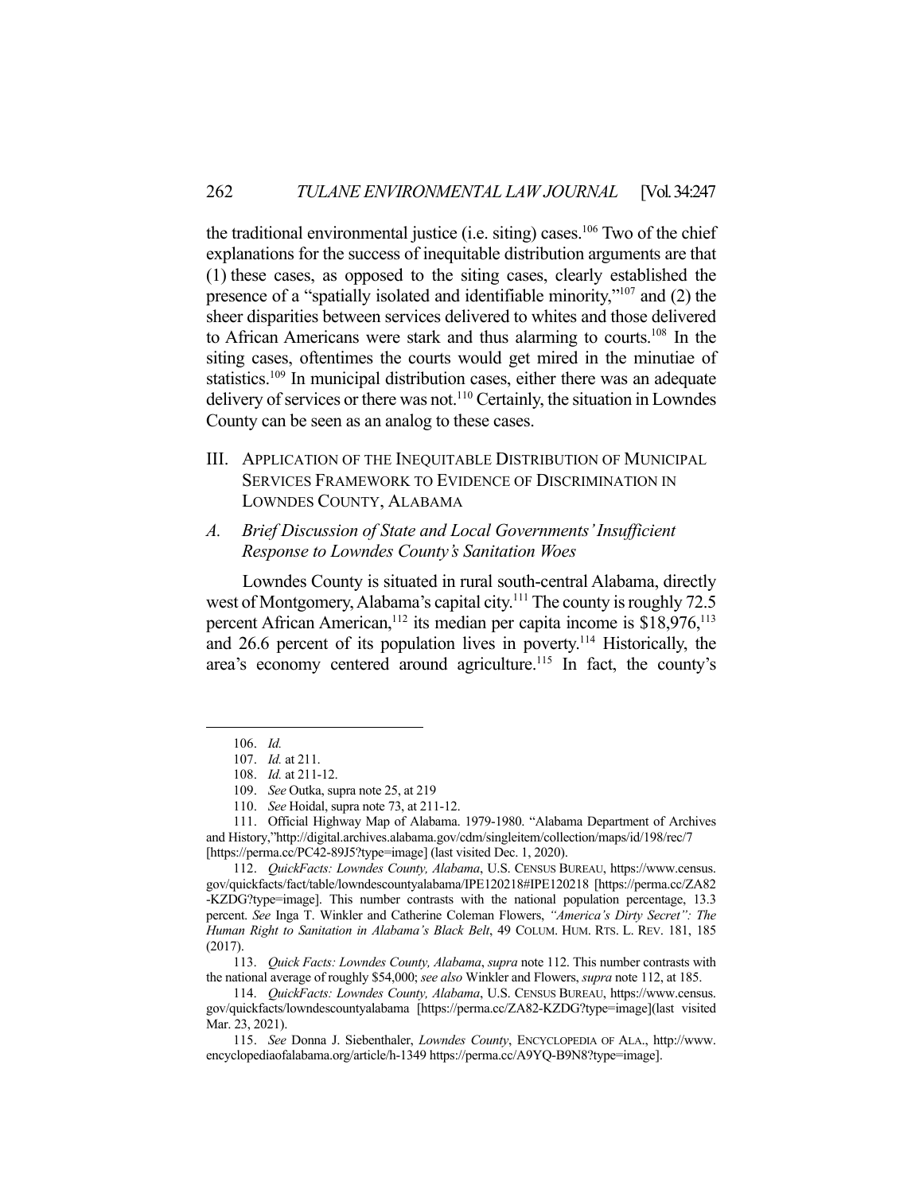the traditional environmental justice (i.e. siting) cases.[106] Two of the chief explanations for the success of inequitable distribution arguments are that (1) these cases, as opposed to the siting cases, clearly established the presence of a "spatially isolated and identifiable minority,"[107] and (2) the sheer disparities between services delivered to whites and those delivered to African Americans were stark and thus alarming to courts.[108] In the siting cases, oftentimes the courts would get mired in the minutiae of statistics.[109] In municipal distribution cases, either there was an adequate delivery of services or there was not.[110] Certainly, the situation in Lowndes County can be seen as an analog to these cases.

## III. APPLICATION OF THE INEQUITABLE DISTRIBUTION OF MUNICIPAL SERVICES FRAMEWORK TO EVIDENCE OF DISCRIMINATION IN LOWNDES COUNTY, ALABAMA

### A. *Brief Discussion of State and Local Governments' Insufficient Response to Lowndes County's Sanitation Woes*

Lowndes County is situated in rural south-central Alabama, directly west of Montgomery, Alabama's capital city.[111] The county is roughly 72.5 percent African American,[112] its median per capita income is $18,976,[113] and 26.6 percent of its population lives in poverty.[114] Historically, the area's economy centered around agriculture.[115] In fact, the county's

---

106. *Id.*

107. *Id.* at 211.

108. *Id.* at 211-12.

109. *See* Outka, supra note 25, at 219

110. *See* Hoidal, supra note 73, at 211-12.

111. Official Highway Map of Alabama. 1979-1980. "Alabama Department of Archives and History,"http://digital.archives.alabama.gov/cdm/singleitem/collection/maps/id/198/rec/7 [https://perma.cc/PC42-89J5?type=image] (last visited Dec. 1, 2020).

112. *QuickFacts: Lowndes County, Alabama*, U.S. CENSUS BUREAU, https://www.census.gov/quickfacts/fact/table/lowndescountyalabama/IPE120218#IPE120218 [https://perma.cc/ZA82-KZDG?type=image]. This number contrasts with the national population percentage, 13.3 percent. *See* Inga T. Winkler and Catherine Coleman Flowers, *"America's Dirty Secret": The Human Right to Sanitation in Alabama's Black Belt*, 49 COLUM. HUM. RTS. L. REV. 181, 185 (2017).

113. *Quick Facts: Lowndes County, Alabama*, *supra* note 112. This number contrasts with the national average of roughly $54,000; *see also* Winkler and Flowers, *supra* note 112, at 185.

114. *QuickFacts: Lowndes County, Alabama*, U.S. CENSUS BUREAU, https://www.census.gov/quickfacts/lowndescountyalabama [https://perma.cc/ZA82-KZDG?type=image](last visited Mar. 23, 2021).

115. *See* Donna J. Siebenthaler, *Lowndes County*, ENCYCLOPEDIA OF ALA., http://www.encyclopediaofalabama.org/article/h-1349 https://perma.cc/A9YQ-B9N8?type=image].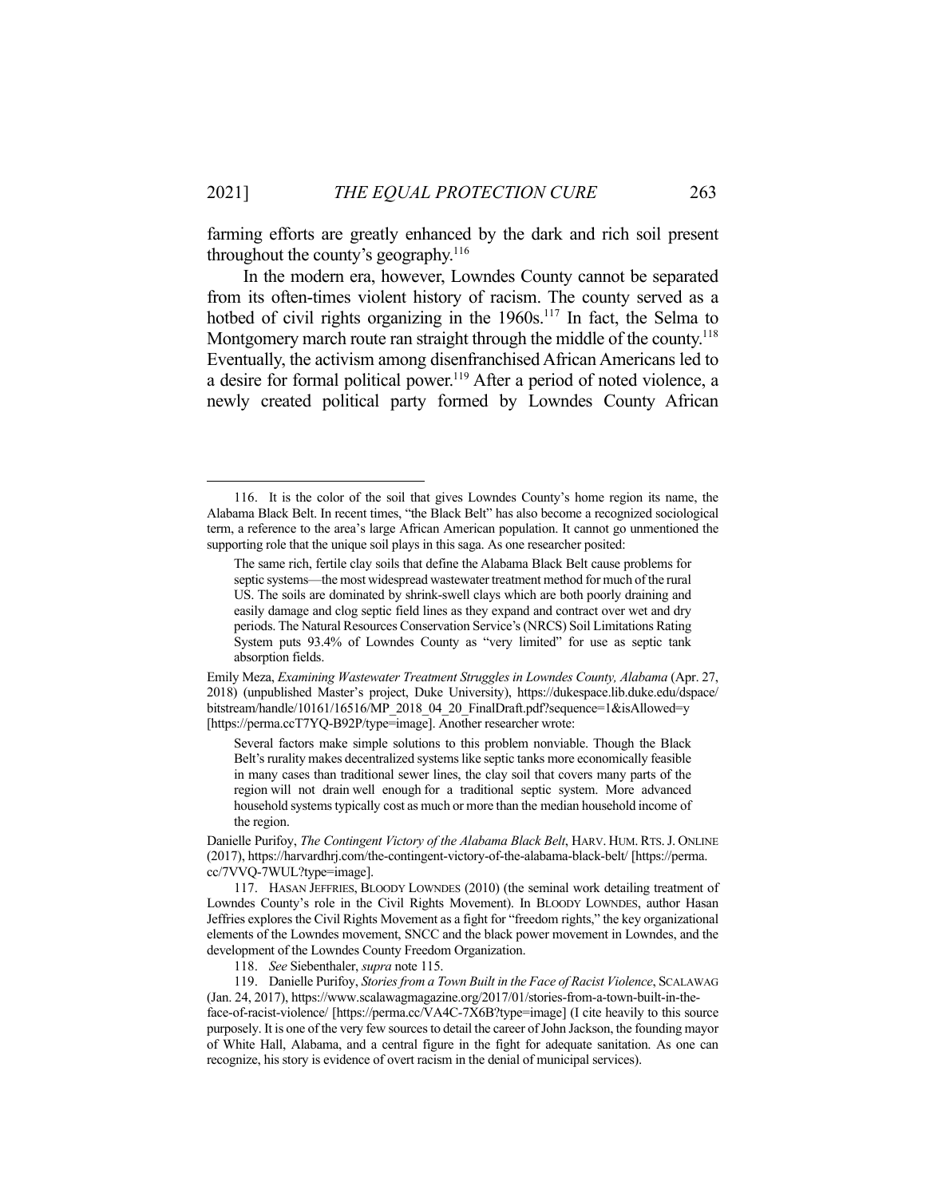farming efforts are greatly enhanced by the dark and rich soil present throughout the county's geography.[116]

In the modern era, however, Lowndes County cannot be separated from its often-times violent history of racism. The county served as a hotbed of civil rights organizing in the 1960s.[117] In fact, the Selma to Montgomery march route ran straight through the middle of the county.[118] Eventually, the activism among disenfranchised African Americans led to a desire for formal political power.[119] After a period of noted violence, a newly created political party formed by Lowndes County African

---

116. It is the color of the soil that gives Lowndes County's home region its name, the Alabama Black Belt. In recent times, "the Black Belt" has also become a recognized sociological term, a reference to the area's large African American population. It cannot go unmentioned the supporting role that the unique soil plays in this saga. As one researcher posited:

> The same rich, fertile clay soils that define the Alabama Black Belt cause problems for septic systems—the most widespread wastewater treatment method for much of the rural US. The soils are dominated by shrink-swell clays which are both poorly draining and easily damage and clog septic field lines as they expand and contract over wet and dry periods. The Natural Resources Conservation Service's (NRCS) Soil Limitations Rating System puts 93.4% of Lowndes County as "very limited" for use as septic tank absorption fields.

Emily Meza, *Examining Wastewater Treatment Struggles in Lowndes County, Alabama* (Apr. 27, 2018) (unpublished Master's project, Duke University), https://dukespace.lib.duke.edu/dspace/bitstream/handle/10161/16516/MP_2018_04_20_FinalDraft.pdf?sequence=1&isAllowed=y [https://perma.ccT7YQ-B92P/type=image]. Another researcher wrote:

> Several factors make simple solutions to this problem nonviable. Though the Black Belt's rurality makes decentralized systems like septic tanks more economically feasible in many cases than traditional sewer lines, the clay soil that covers many parts of the region will not drain well enough for a traditional septic system. More advanced household systems typically cost as much or more than the median household income of the region.

Danielle Purifoy, *The Contingent Victory of the Alabama Black Belt*, HARV. HUM. RTS. J. ONLINE (2017), https://harvardhrj.com/the-contingent-victory-of-the-alabama-black-belt/ [https://perma.cc/7VVQ-7WUL?type=image].

117. HASAN JEFFRIES, BLOODY LOWNDES (2010) (the seminal work detailing treatment of Lowndes County's role in the Civil Rights Movement). In BLOODY LOWNDES, author Hasan Jeffries explores the Civil Rights Movement as a fight for "freedom rights," the key organizational elements of the Lowndes movement, SNCC and the black power movement in Lowndes, and the development of the Lowndes County Freedom Organization.

118. *See* Siebenthaler, *supra* note 115.

119. Danielle Purifoy, *Stories from a Town Built in the Face of Racist Violence*, SCALAWAG (Jan. 24, 2017), https://www.scalawagmagazine.org/2017/01/stories-from-a-town-built-in-the-face-of-racist-violence/ [https://perma.cc/VA4C-7X6B?type=image] (I cite heavily to this source purposely. It is one of the very few sources to detail the career of John Jackson, the founding mayor of White Hall, Alabama, and a central figure in the fight for adequate sanitation. As one can recognize, his story is evidence of overt racism in the denial of municipal services).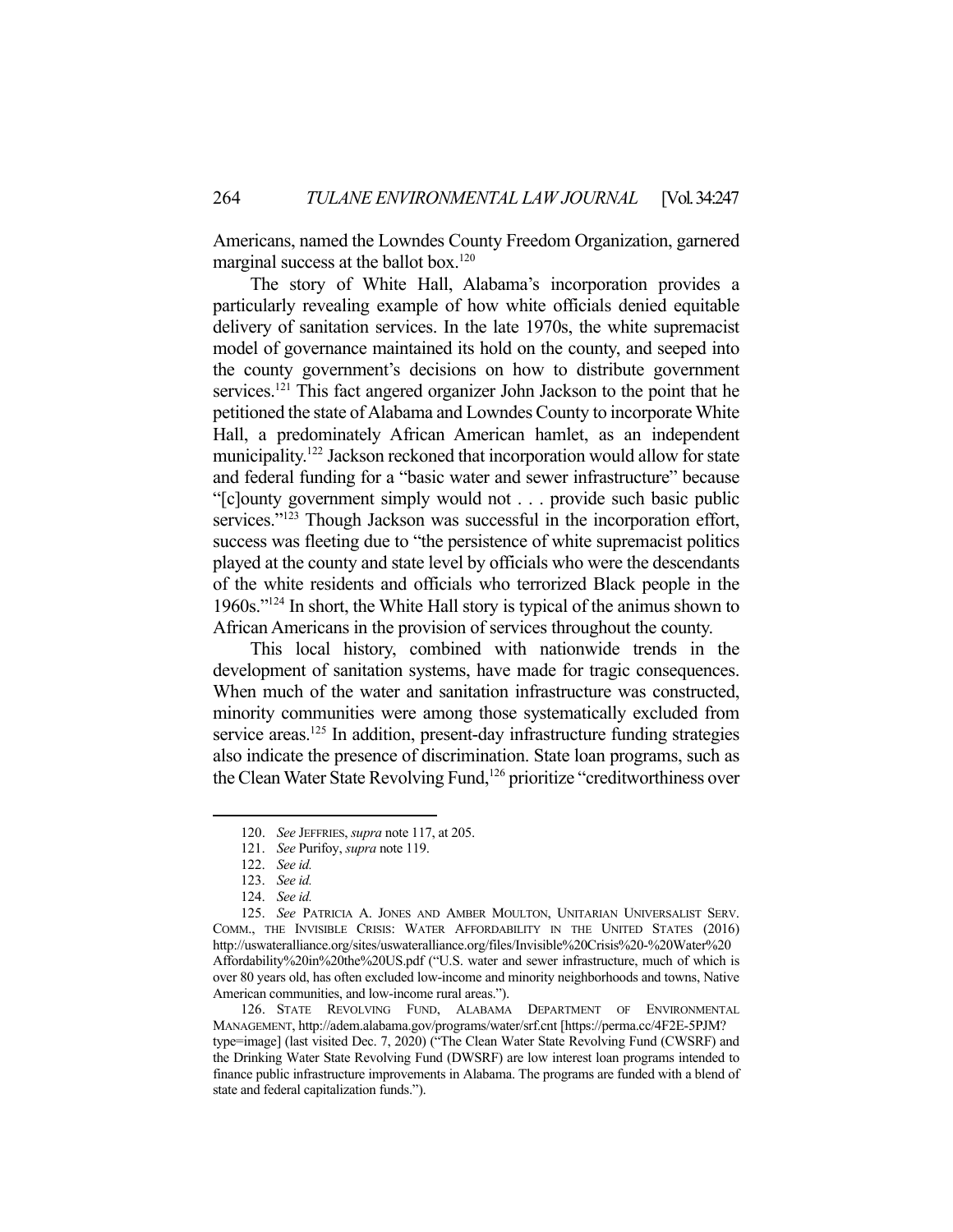Americans, named the Lowndes County Freedom Organization, garnered marginal success at the ballot box.[120]

The story of White Hall, Alabama's incorporation provides a particularly revealing example of how white officials denied equitable delivery of sanitation services. In the late 1970s, the white supremacist model of governance maintained its hold on the county, and seeped into the county government's decisions on how to distribute government services.[121] This fact angered organizer John Jackson to the point that he petitioned the state of Alabama and Lowndes County to incorporate White Hall, a predominately African American hamlet, as an independent municipality.[122] Jackson reckoned that incorporation would allow for state and federal funding for a "basic water and sewer infrastructure" because "[c]ounty government simply would not . . . provide such basic public services."[123] Though Jackson was successful in the incorporation effort, success was fleeting due to "the persistence of white supremacist politics played at the county and state level by officials who were the descendants of the white residents and officials who terrorized Black people in the 1960s."[124] In short, the White Hall story is typical of the animus shown to African Americans in the provision of services throughout the county.

This local history, combined with nationwide trends in the development of sanitation systems, have made for tragic consequences. When much of the water and sanitation infrastructure was constructed, minority communities were among those systematically excluded from service areas.[125] In addition, present-day infrastructure funding strategies also indicate the presence of discrimination. State loan programs, such as the Clean Water State Revolving Fund,[126] prioritize "creditworthiness over

---

120. *See* JEFFRIES, *supra* note 117, at 205.

121. *See* Purifoy, *supra* note 119.

122. *See id.*

123. *See id.*

124. *See id.*

125. *See* PATRICIA A. JONES AND AMBER MOULTON, UNITARIAN UNIVERSALIST SERV. COMM., THE INVISIBLE CRISIS: WATER AFFORDABILITY IN THE UNITED STATES (2016) http://uswateralliance.org/sites/uswateralliance.org/files/Invisible%20Crisis%20-%20Water%20Affordability%20in%20the%20US.pdf ("U.S. water and sewer infrastructure, much of which is over 80 years old, has often excluded low-income and minority neighborhoods and towns, Native American communities, and low-income rural areas.").

126. STATE REVOLVING FUND, ALABAMA DEPARTMENT OF ENVIRONMENTAL MANAGEMENT, http://adem.alabama.gov/programs/water/srf.cnt [https://perma.cc/4F2E-5PJM?type=image] (last visited Dec. 7, 2020) ("The Clean Water State Revolving Fund (CWSRF) and the Drinking Water State Revolving Fund (DWSRF) are low interest loan programs intended to finance public infrastructure improvements in Alabama. The programs are funded with a blend of state and federal capitalization funds.").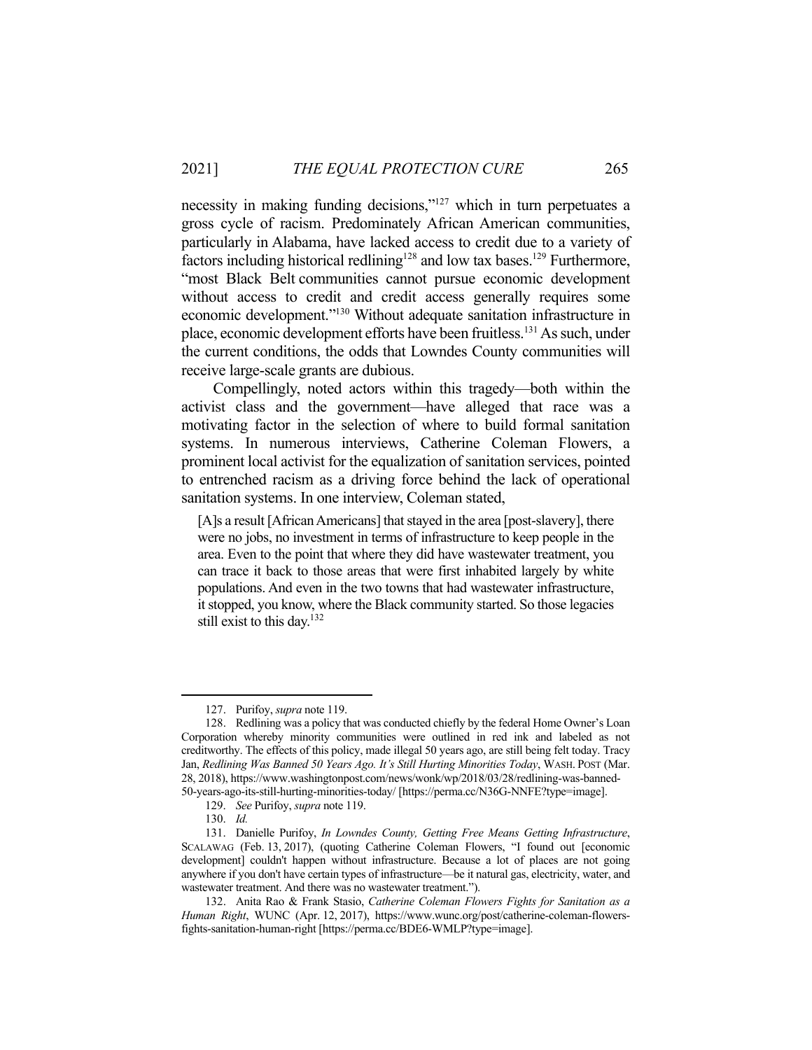necessity in making funding decisions,"[127] which in turn perpetuates a gross cycle of racism. Predominately African American communities, particularly in Alabama, have lacked access to credit due to a variety of factors including historical redlining[128] and low tax bases.[129] Furthermore, "most Black Belt communities cannot pursue economic development without access to credit and credit access generally requires some economic development."[130] Without adequate sanitation infrastructure in place, economic development efforts have been fruitless.[131] As such, under the current conditions, the odds that Lowndes County communities will receive large-scale grants are dubious.

Compellingly, noted actors within this tragedy—both within the activist class and the government—have alleged that race was a motivating factor in the selection of where to build formal sanitation systems. In numerous interviews, Catherine Coleman Flowers, a prominent local activist for the equalization of sanitation services, pointed to entrenched racism as a driving force behind the lack of operational sanitation systems. In one interview, Coleman stated,

> [A]s a result [African Americans] that stayed in the area [post-slavery], there were no jobs, no investment in terms of infrastructure to keep people in the area. Even to the point that where they did have wastewater treatment, you can trace it back to those areas that were first inhabited largely by white populations. And even in the two towns that had wastewater infrastructure, it stopped, you know, where the Black community started. So those legacies still exist to this day.[132]

---

127. Purifoy, *supra* note 119.

128. Redlining was a policy that was conducted chiefly by the federal Home Owner's Loan Corporation whereby minority communities were outlined in red ink and labeled as not creditworthy. The effects of this policy, made illegal 50 years ago, are still being felt today. Tracy Jan, *Redlining Was Banned 50 Years Ago. It's Still Hurting Minorities Today*, WASH. POST (Mar. 28, 2018), https://www.washingtonpost.com/news/wonk/wp/2018/03/28/redlining-was-banned-50-years-ago-its-still-hurting-minorities-today/ [https://perma.cc/N36G-NNFE?type=image].

129. *See* Purifoy, *supra* note 119.

130. *Id.*

131. Danielle Purifoy, *In Lowndes County, Getting Free Means Getting Infrastructure*, SCALAWAG (Feb. 13, 2017), (quoting Catherine Coleman Flowers, "I found out [economic development] couldn't happen without infrastructure. Because a lot of places are not going anywhere if you don't have certain types of infrastructure—be it natural gas, electricity, water, and wastewater treatment. And there was no wastewater treatment.").

132. Anita Rao & Frank Stasio, *Catherine Coleman Flowers Fights for Sanitation as a Human Right*, WUNC (Apr. 12, 2017), https://www.wunc.org/post/catherine-coleman-flowers-fights-sanitation-human-right [https://perma.cc/BDE6-WMLP?type=image].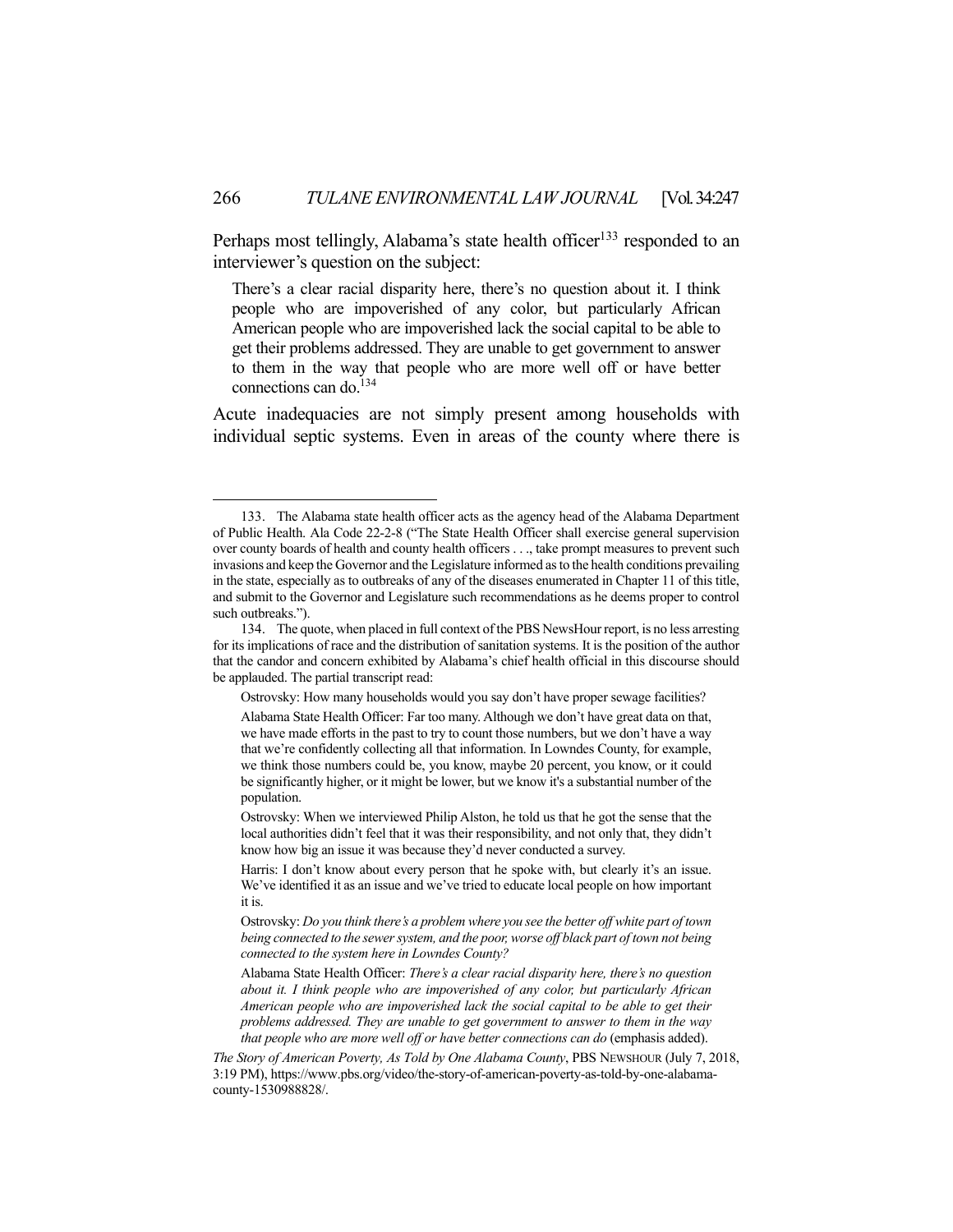Perhaps most tellingly, Alabama's state health officer[133] responded to an interviewer's question on the subject:

> There's a clear racial disparity here, there's no question about it. I think people who are impoverished of any color, but particularly African American people who are impoverished lack the social capital to be able to get their problems addressed. They are unable to get government to answer to them in the way that people who are more well off or have better connections can do.[134]

Acute inadequacies are not simply present among households with individual septic systems. Even in areas of the county where there is

---

133. The Alabama state health officer acts as the agency head of the Alabama Department of Public Health. Ala Code 22-2-8 ("The State Health Officer shall exercise general supervision over county boards of health and county health officers . . ., take prompt measures to prevent such invasions and keep the Governor and the Legislature informed as to the health conditions prevailing in the state, especially as to outbreaks of any of the diseases enumerated in Chapter 11 of this title, and submit to the Governor and Legislature such recommendations as he deems proper to control such outbreaks.").

134. The quote, when placed in full context of the PBS NewsHour report, is no less arresting for its implications of race and the distribution of sanitation systems. It is the position of the author that the candor and concern exhibited by Alabama's chief health official in this discourse should be applauded. The partial transcript read:

> Ostrovsky: How many households would you say don't have proper sewage facilities?
>
> Alabama State Health Officer: Far too many. Although we don't have great data on that, we have made efforts in the past to try to count those numbers, but we don't have a way that we're confidently collecting all that information. In Lowndes County, for example, we think those numbers could be, you know, maybe 20 percent, you know, or it could be significantly higher, or it might be lower, but we know it's a substantial number of the population.
>
> Ostrovsky: When we interviewed Philip Alston, he told us that he got the sense that the local authorities didn't feel that it was their responsibility, and not only that, they didn't know how big an issue it was because they'd never conducted a survey.
>
> Harris: I don't know about every person that he spoke with, but clearly it's an issue. We've identified it as an issue and we've tried to educate local people on how important it is.
>
> Ostrovsky: *Do you think there's a problem where you see the better off white part of town being connected to the sewer system, and the poor, worse off black part of town not being connected to the system here in Lowndes County?*
>
> Alabama State Health Officer: *There's a clear racial disparity here, there's no question about it. I think people who are impoverished of any color, but particularly African American people who are impoverished lack the social capital to be able to get their problems addressed. They are unable to get government to answer to them in the way that people who are more well off or have better connections can do* (emphasis added).

*The Story of American Poverty, As Told by One Alabama County*, PBS NEWSHOUR (July 7, 2018, 3:19 PM), https://www.pbs.org/video/the-story-of-american-poverty-as-told-by-one-alabama-county-1530988828/.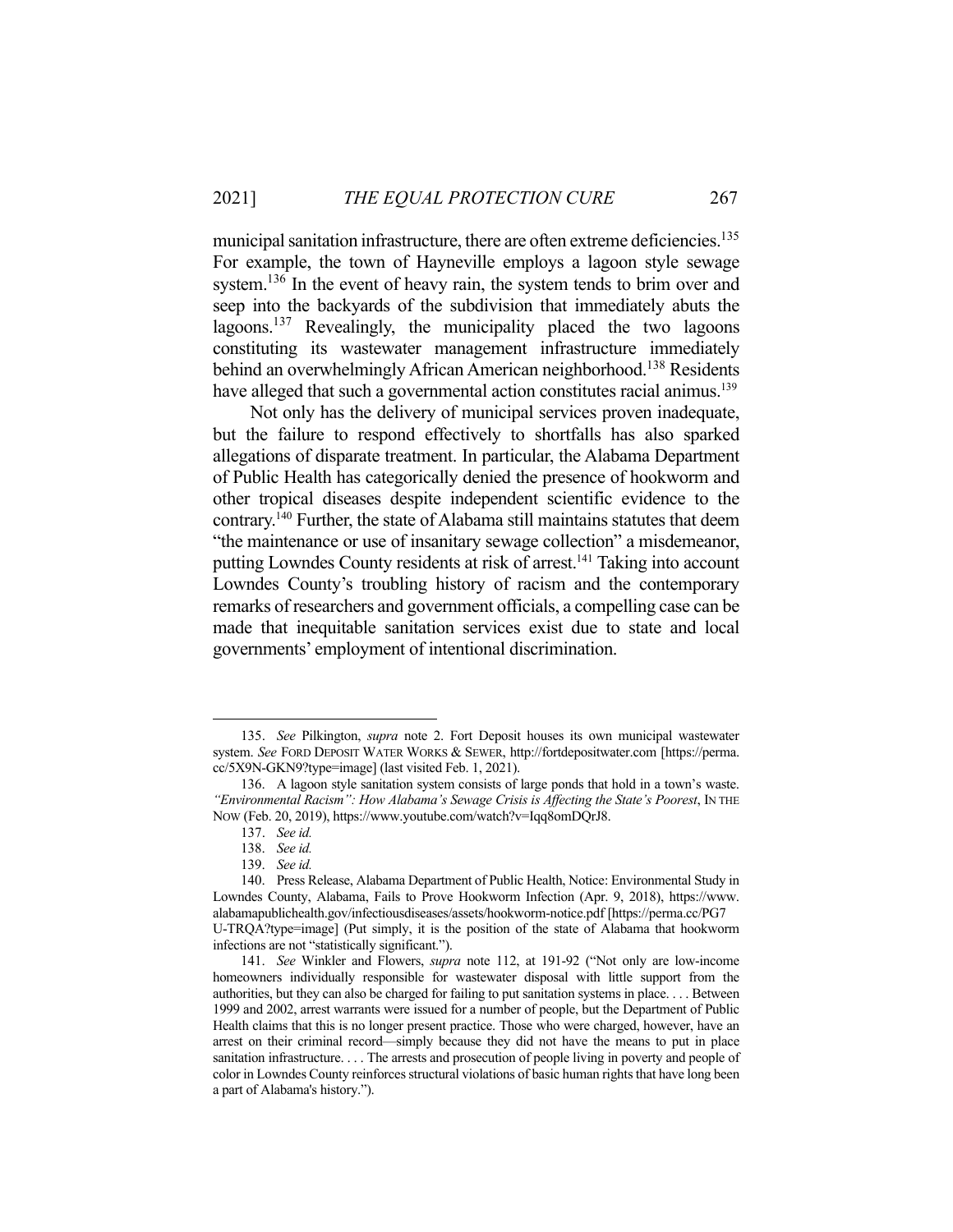municipal sanitation infrastructure, there are often extreme deficiencies.[135] For example, the town of Hayneville employs a lagoon style sewage system.[136] In the event of heavy rain, the system tends to brim over and seep into the backyards of the subdivision that immediately abuts the lagoons.[137] Revealingly, the municipality placed the two lagoons constituting its wastewater management infrastructure immediately behind an overwhelmingly African American neighborhood.[138] Residents have alleged that such a governmental action constitutes racial animus.[139]

Not only has the delivery of municipal services proven inadequate, but the failure to respond effectively to shortfalls has also sparked allegations of disparate treatment. In particular, the Alabama Department of Public Health has categorically denied the presence of hookworm and other tropical diseases despite independent scientific evidence to the contrary.[140] Further, the state of Alabama still maintains statutes that deem "the maintenance or use of insanitary sewage collection" a misdemeanor, putting Lowndes County residents at risk of arrest.[141] Taking into account Lowndes County's troubling history of racism and the contemporary remarks of researchers and government officials, a compelling case can be made that inequitable sanitation services exist due to state and local governments' employment of intentional discrimination.

---

135. *See* Pilkington, *supra* note 2. Fort Deposit houses its own municipal wastewater system. *See* FORD DEPOSIT WATER WORKS & SEWER, http://fortdepositwater.com [https://perma.cc/5X9N-GKN9?type=image] (last visited Feb. 1, 2021).

136. A lagoon style sanitation system consists of large ponds that hold in a town's waste. *"Environmental Racism": How Alabama's Sewage Crisis is Affecting the State's Poorest*, IN THE NOW (Feb. 20, 2019), https://www.youtube.com/watch?v=Iqq8omDQrJ8.

137. *See id.*

138. *See id.*

139. *See id.*

140. Press Release, Alabama Department of Public Health, Notice: Environmental Study in Lowndes County, Alabama, Fails to Prove Hookworm Infection (Apr. 9, 2018), https://www.alabamapublichealth.gov/infectiousdiseases/assets/hookworm-notice.pdf [https://perma.cc/PG7U-TRQA?type=image] (Put simply, it is the position of the state of Alabama that hookworm infections are not "statistically significant.").

141. *See* Winkler and Flowers, *supra* note 112, at 191-92 ("Not only are low-income homeowners individually responsible for wastewater disposal with little support from the authorities, but they can also be charged for failing to put sanitation systems in place. . . . Between 1999 and 2002, arrest warrants were issued for a number of people, but the Department of Public Health claims that this is no longer present practice. Those who were charged, however, have an arrest on their criminal record—simply because they did not have the means to put in place sanitation infrastructure. . . . The arrests and prosecution of people living in poverty and people of color in Lowndes County reinforces structural violations of basic human rights that have long been a part of Alabama's history.").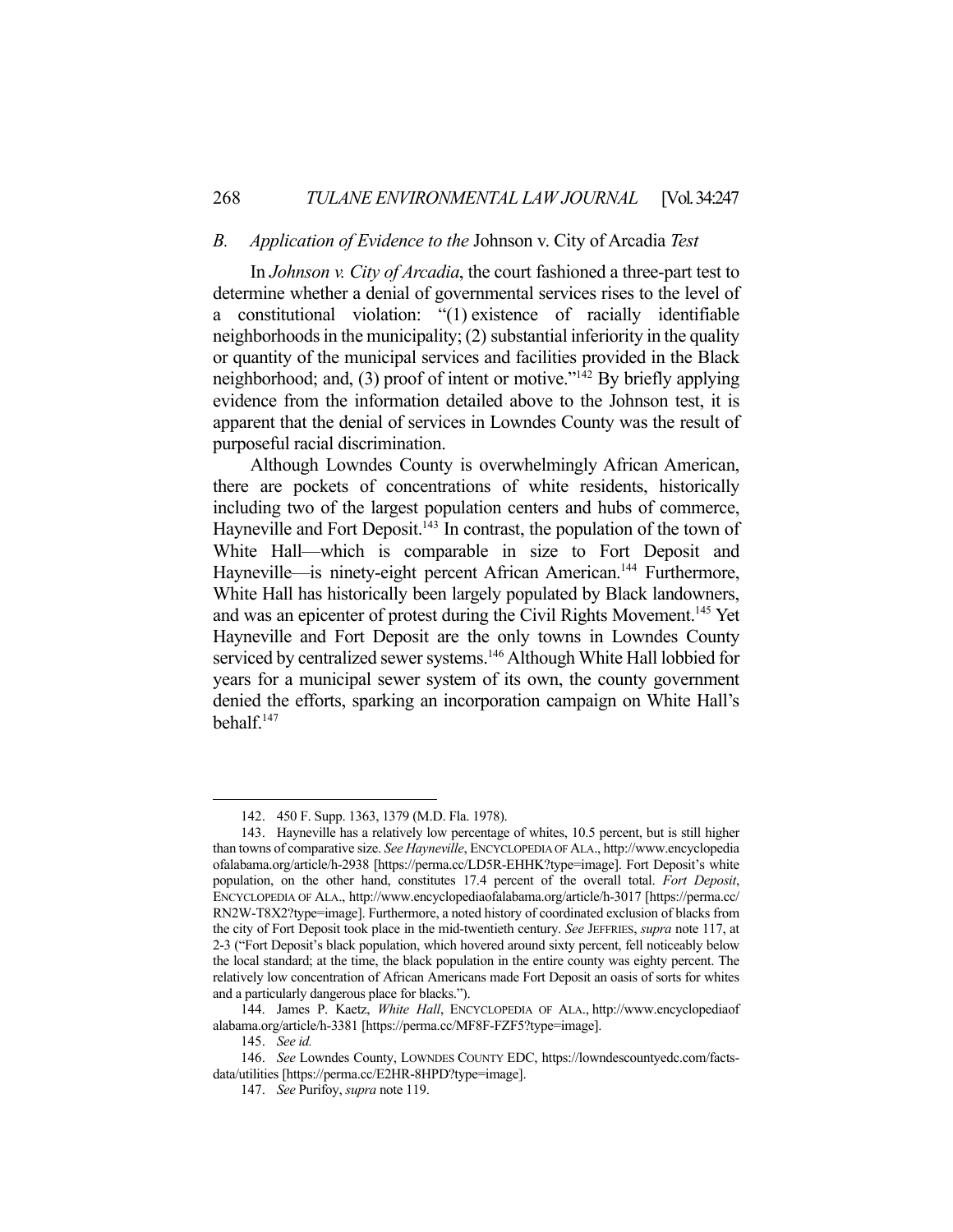### *B. Application of Evidence to the* Johnson v. City of Arcadia *Test*

In *Johnson v. City of Arcadia*, the court fashioned a three-part test to determine whether a denial of governmental services rises to the level of a constitutional violation: "(1) existence of racially identifiable neighborhoods in the municipality; (2) substantial inferiority in the quality or quantity of the municipal services and facilities provided in the Black neighborhood; and, (3) proof of intent or motive."[142] By briefly applying evidence from the information detailed above to the Johnson test, it is apparent that the denial of services in Lowndes County was the result of purposeful racial discrimination.

Although Lowndes County is overwhelmingly African American, there are pockets of concentrations of white residents, historically including two of the largest population centers and hubs of commerce, Hayneville and Fort Deposit.[143] In contrast, the population of the town of White Hall—which is comparable in size to Fort Deposit and Hayneville—is ninety-eight percent African American.[144] Furthermore, White Hall has historically been largely populated by Black landowners, and was an epicenter of protest during the Civil Rights Movement.[145] Yet Hayneville and Fort Deposit are the only towns in Lowndes County serviced by centralized sewer systems.[146] Although White Hall lobbied for years for a municipal sewer system of its own, the county government denied the efforts, sparking an incorporation campaign on White Hall's behalf.[147]

---

142. 450 F. Supp. 1363, 1379 (M.D. Fla. 1978).

143. Hayneville has a relatively low percentage of whites, 10.5 percent, but is still higher than towns of comparative size. *See Hayneville*, ENCYCLOPEDIA OF ALA., http://www.encyclopediaofalabama.org/article/h-2938 [https://perma.cc/LD5R-EHHK?type=image]. Fort Deposit's white population, on the other hand, constitutes 17.4 percent of the overall total. *Fort Deposit*, ENCYCLOPEDIA OF ALA., http://www.encyclopediaofalabama.org/article/h-3017 [https://perma.cc/RN2W-T8X2?type=image]. Furthermore, a noted history of coordinated exclusion of blacks from the city of Fort Deposit took place in the mid-twentieth century. *See* JEFFRIES, *supra* note 117, at 2-3 ("Fort Deposit's black population, which hovered around sixty percent, fell noticeably below the local standard; at the time, the black population in the entire county was eighty percent. The relatively low concentration of African Americans made Fort Deposit an oasis of sorts for whites and a particularly dangerous place for blacks.").

144. James P. Kaetz, *White Hall*, ENCYCLOPEDIA OF ALA., http://www.encyclopediaofalabama.org/article/h-3381 [https://perma.cc/MF8F-FZF5?type=image].

145. *See id.*

146. *See* Lowndes County, LOWNDES COUNTY EDC, https://lowndescountyedc.com/facts-data/utilities [https://perma.cc/E2HR-8HPD?type=image].

147. *See* Purifoy, *supra* note 119.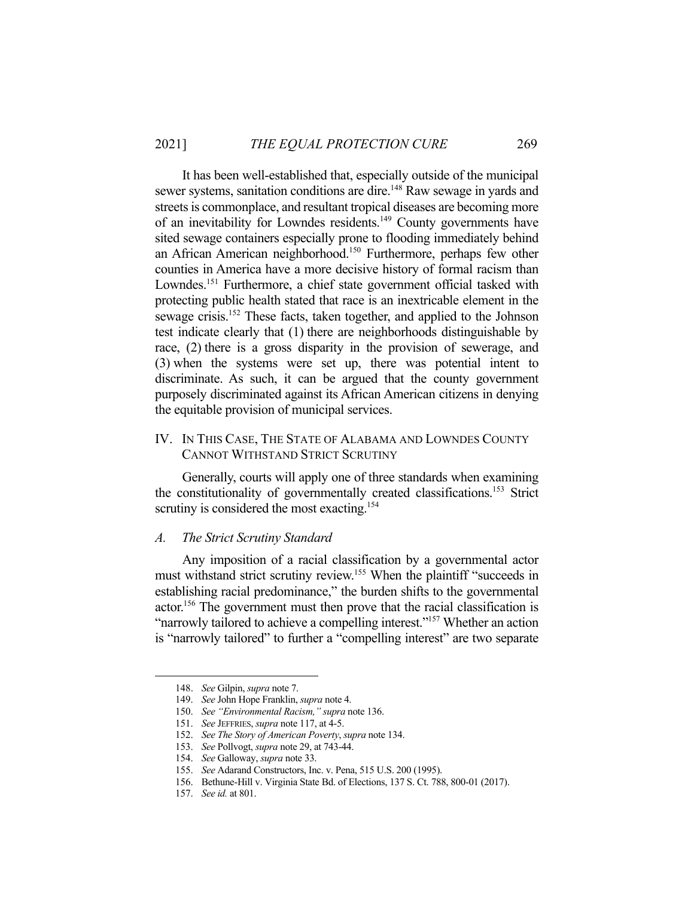It has been well-established that, especially outside of the municipal sewer systems, sanitation conditions are dire.[148] Raw sewage in yards and streets is commonplace, and resultant tropical diseases are becoming more of an inevitability for Lowndes residents.[149] County governments have sited sewage containers especially prone to flooding immediately behind an African American neighborhood.[150] Furthermore, perhaps few other counties in America have a more decisive history of formal racism than Lowndes.[151] Furthermore, a chief state government official tasked with protecting public health stated that race is an inextricable element in the sewage crisis.[152] These facts, taken together, and applied to the Johnson test indicate clearly that (1) there are neighborhoods distinguishable by race, (2) there is a gross disparity in the provision of sewerage, and (3) when the systems were set up, there was potential intent to discriminate. As such, it can be argued that the county government purposely discriminated against its African American citizens in denying the equitable provision of municipal services.

## IV. IN THIS CASE, THE STATE OF ALABAMA AND LOWNDES COUNTY CANNOT WITHSTAND STRICT SCRUTINY

Generally, courts will apply one of three standards when examining the constitutionality of governmentally created classifications.[153] Strict scrutiny is considered the most exacting.[154]

### *A. The Strict Scrutiny Standard*

Any imposition of a racial classification by a governmental actor must withstand strict scrutiny review.[155] When the plaintiff "succeeds in establishing racial predominance," the burden shifts to the governmental actor.[156] The government must then prove that the racial classification is "narrowly tailored to achieve a compelling interest."[157] Whether an action is "narrowly tailored" to further a "compelling interest" are two separate

---

148. *See* Gilpin, *supra* note 7.

149. *See* John Hope Franklin, *supra* note 4.

150. *See "Environmental Racism," supra* note 136.

151. *See* JEFFRIES, *supra* note 117, at 4-5.

152. *See The Story of American Poverty*, *supra* note 134.

153. *See* Pollvogt, *supra* note 29, at 743-44.

154. *See* Galloway, *supra* note 33.

155. *See* Adarand Constructors, Inc. v. Pena, 515 U.S. 200 (1995).

156. Bethune-Hill v. Virginia State Bd. of Elections, 137 S. Ct. 788, 800-01 (2017).

157. *See id.* at 801.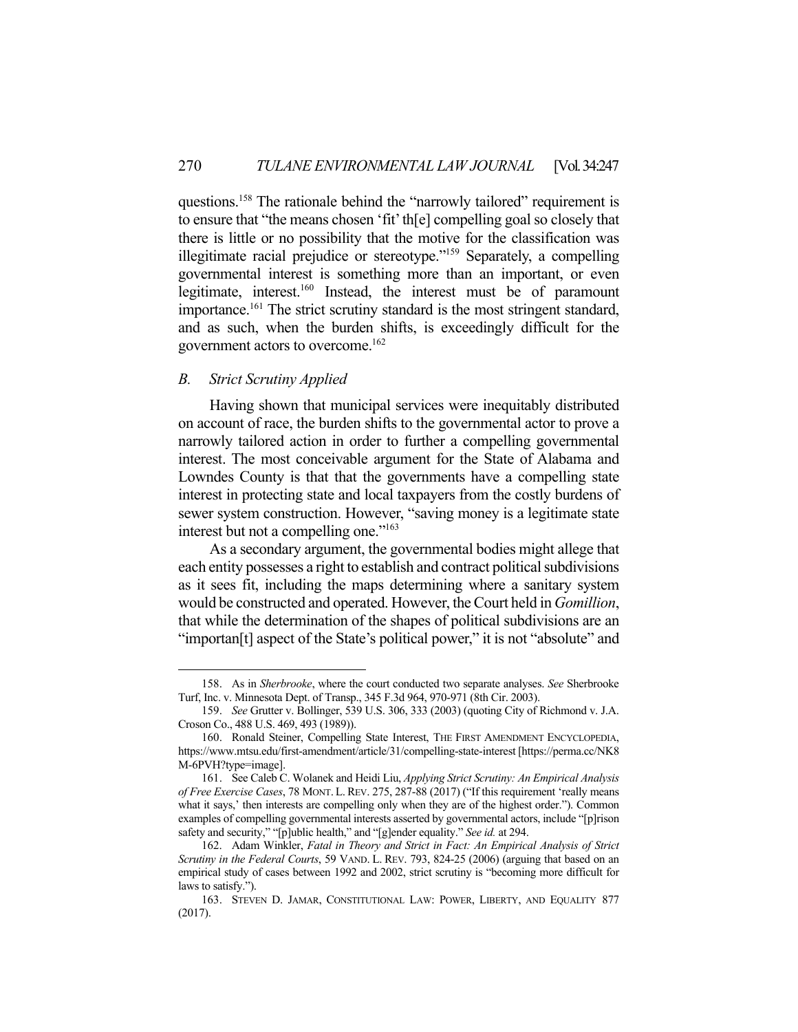questions.[158] The rationale behind the "narrowly tailored" requirement is to ensure that "the means chosen 'fit' th[e] compelling goal so closely that there is little or no possibility that the motive for the classification was illegitimate racial prejudice or stereotype."[159] Separately, a compelling governmental interest is something more than an important, or even legitimate, interest.[160] Instead, the interest must be of paramount importance.[161] The strict scrutiny standard is the most stringent standard, and as such, when the burden shifts, is exceedingly difficult for the government actors to overcome.[162]

### *B. Strict Scrutiny Applied*

Having shown that municipal services were inequitably distributed on account of race, the burden shifts to the governmental actor to prove a narrowly tailored action in order to further a compelling governmental interest. The most conceivable argument for the State of Alabama and Lowndes County is that that the governments have a compelling state interest in protecting state and local taxpayers from the costly burdens of sewer system construction. However, "saving money is a legitimate state interest but not a compelling one."[163]

As a secondary argument, the governmental bodies might allege that each entity possesses a right to establish and contract political subdivisions as it sees fit, including the maps determining where a sanitary system would be constructed and operated. However, the Court held in *Gomillion*, that while the determination of the shapes of political subdivisions are an "importan[t] aspect of the State's political power," it is not "absolute" and

---

158. As in *Sherbrooke*, where the court conducted two separate analyses. *See* Sherbrooke Turf, Inc. v. Minnesota Dept. of Transp., 345 F.3d 964, 970-971 (8th Cir. 2003).

159. *See* Grutter v. Bollinger, 539 U.S. 306, 333 (2003) (quoting City of Richmond v. J.A. Croson Co., 488 U.S. 469, 493 (1989)).

160. Ronald Steiner, Compelling State Interest, THE FIRST AMENDMENT ENCYCLOPEDIA, https://www.mtsu.edu/first-amendment/article/31/compelling-state-interest [https://perma.cc/NK8M-6PVH?type=image].

161. See Caleb C. Wolanek and Heidi Liu, *Applying Strict Scrutiny: An Empirical Analysis of Free Exercise Cases*, 78 MONT. L. REV. 275, 287-88 (2017) ("If this requirement 'really means what it says,' then interests are compelling only when they are of the highest order."). Common examples of compelling governmental interests asserted by governmental actors, include "[p]rison safety and security," "[p]ublic health," and "[g]ender equality." *See id.* at 294.

162. Adam Winkler, *Fatal in Theory and Strict in Fact: An Empirical Analysis of Strict Scrutiny in the Federal Courts*, 59 VAND. L. REV. 793, 824-25 (2006) (arguing that based on an empirical study of cases between 1992 and 2002, strict scrutiny is "becoming more difficult for laws to satisfy.").

163. STEVEN D. JAMAR, CONSTITUTIONAL LAW: POWER, LIBERTY, AND EQUALITY 877 (2017).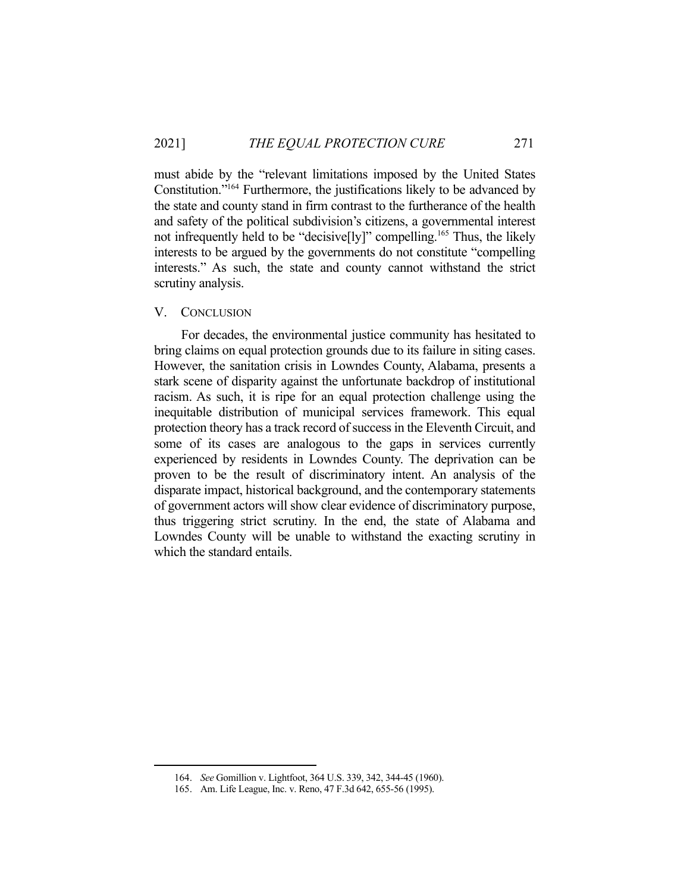must abide by the "relevant limitations imposed by the United States Constitution."[164] Furthermore, the justifications likely to be advanced by the state and county stand in firm contrast to the furtherance of the health and safety of the political subdivision's citizens, a governmental interest not infrequently held to be "decisive[ly]" compelling.[165] Thus, the likely interests to be argued by the governments do not constitute "compelling interests." As such, the state and county cannot withstand the strict scrutiny analysis.

## V. CONCLUSION

For decades, the environmental justice community has hesitated to bring claims on equal protection grounds due to its failure in siting cases. However, the sanitation crisis in Lowndes County, Alabama, presents a stark scene of disparity against the unfortunate backdrop of institutional racism. As such, it is ripe for an equal protection challenge using the inequitable distribution of municipal services framework. This equal protection theory has a track record of success in the Eleventh Circuit, and some of its cases are analogous to the gaps in services currently experienced by residents in Lowndes County. The deprivation can be proven to be the result of discriminatory intent. An analysis of the disparate impact, historical background, and the contemporary statements of government actors will show clear evidence of discriminatory purpose, thus triggering strict scrutiny. In the end, the state of Alabama and Lowndes County will be unable to withstand the exacting scrutiny in which the standard entails.

---

164. *See* Gomillion v. Lightfoot, 364 U.S. 339, 342, 344-45 (1960).

165. Am. Life League, Inc. v. Reno, 47 F.3d 642, 655-56 (1995).